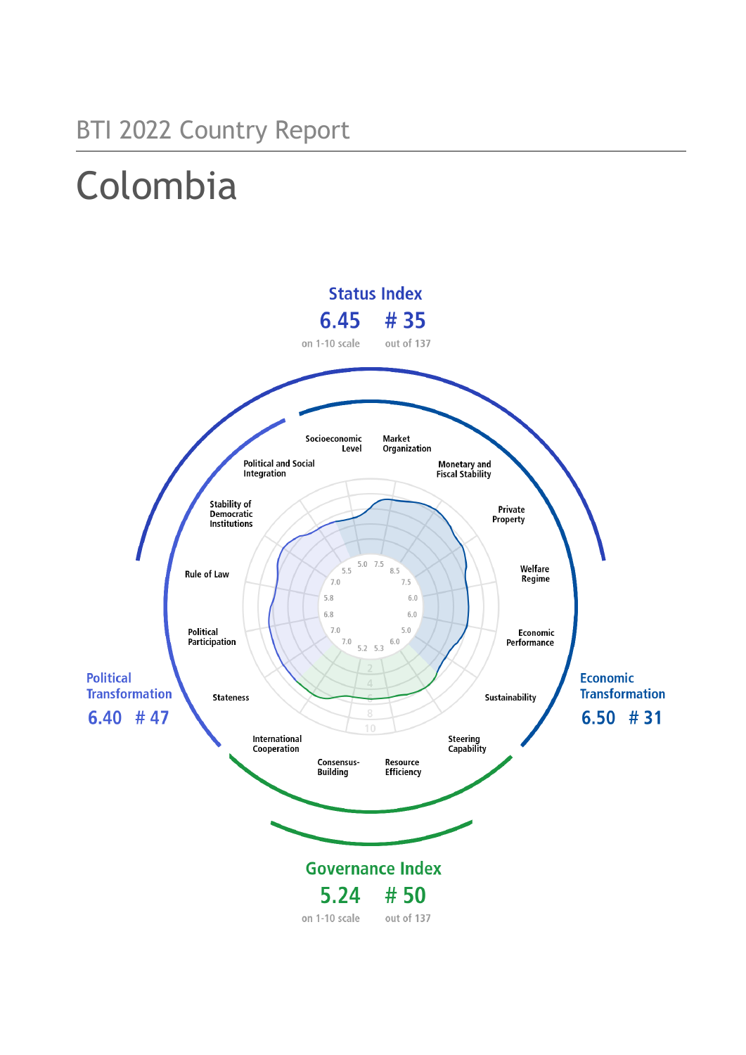BTI 2022 Country Report

# Colombia

## Status Index

**6.45** on 1-10 scale — **# 35** out of 137

## Political Transformation

**6.40** — **# 47**

## Economic Transformation

**6.50** — **# 31**

## Governance Index

**5.24** on 1-10 scale — **# 50** out of 137

| Criterion | Score |
| --- | --- |
| Stateness | 7.0 |
| Political Participation | 6.8 |
| Rule of Law | 5.8 |
| Stability of Democratic Institutions | 7.0 |
| Political and Social Integration | 5.5 |
| Socioeconomic Level | 5.0 |
| Market Organization | 7.5 |
| Monetary and Fiscal Stability | 8.5 |
| Private Property | 7.5 |
| Welfare Regime | 6.0 |
| Economic Performance | 6.0 |
| Sustainability | 5.0 |
| Steering Capability | 6.0 |
| Resource Efficiency | 5.3 |
| Consensus-Building | 5.2 |
| International Cooperation | 7.0 |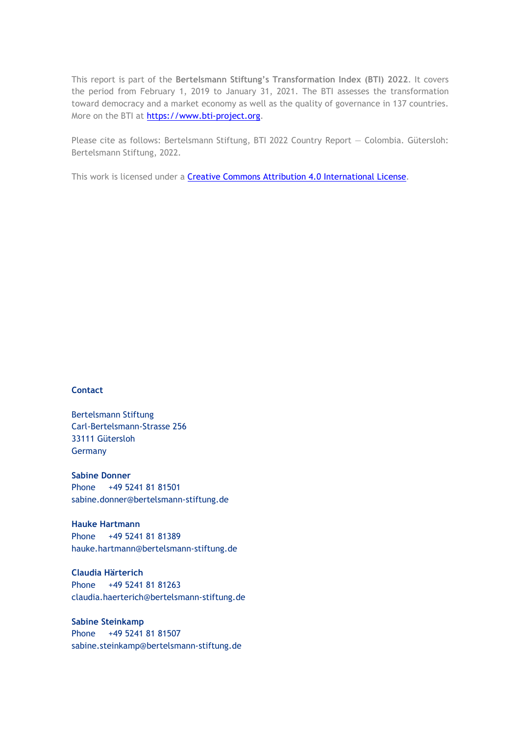This report is part of the **Bertelsmann Stiftung's Transformation Index (BTI) 2022**. It covers the period from February 1, 2019 to January 31, 2021. The BTI assesses the transformation toward democracy and a market economy as well as the quality of governance in 137 countries. More on the BTI at [https://www.bti-project.org](https://www.bti-project.org).

Please cite as follows: Bertelsmann Stiftung, BTI 2022 Country Report — Colombia. Gütersloh: Bertelsmann Stiftung, 2022.

This work is licensed under a [Creative Commons Attribution 4.0 International License](https://creativecommons.org/licenses/by/4.0/).

**Contact**

Bertelsmann Stiftung
Carl-Bertelsmann-Strasse 256
33111 Gütersloh
Germany

**Sabine Donner**
Phone +49 5241 81 81501
sabine.donner@bertelsmann-stiftung.de

**Hauke Hartmann**
Phone +49 5241 81 81389
hauke.hartmann@bertelsmann-stiftung.de

**Claudia Härterich**
Phone +49 5241 81 81263
claudia.haerterich@bertelsmann-stiftung.de

**Sabine Steinkamp**
Phone +49 5241 81 81507
sabine.steinkamp@bertelsmann-stiftung.de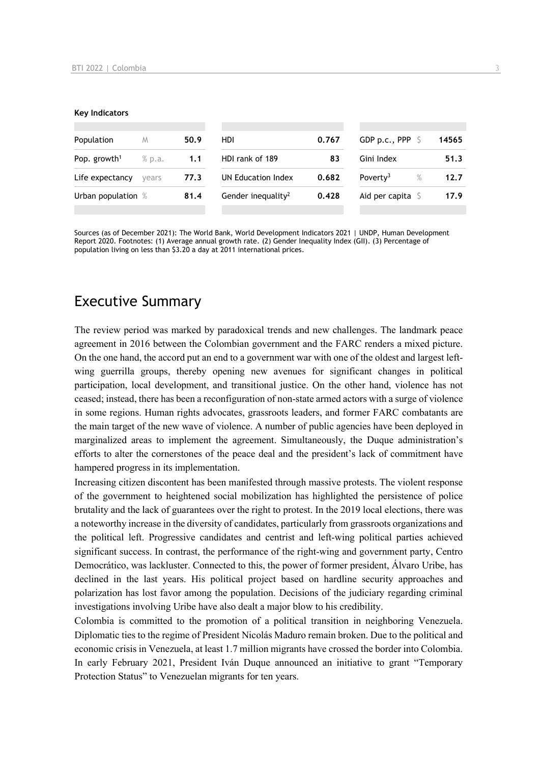**Key Indicators**

| Population | M | 50.9 | HDI | 0.767 | GDP p.c., PPP | $ | 14565 |
|---|---|---|---|---|---|---|---|
| Pop. growth[1] | % p.a. | 1.1 | HDI rank of 189 | 83 | Gini Index | | 51.3 |
| Life expectancy | years | 77.3 | UN Education Index | 0.682 | Poverty[3] | % | 12.7 |
| Urban population | % | 81.4 | Gender inequality[2] | 0.428 | Aid per capita | $ | 17.9 |

Sources (as of December 2021): The World Bank, World Development Indicators 2021 | UNDP, Human Development Report 2020. Footnotes: (1) Average annual growth rate. (2) Gender Inequality Index (GII). (3) Percentage of population living on less than $3.20 a day at 2011 international prices.

# Executive Summary

The review period was marked by paradoxical trends and new challenges. The landmark peace agreement in 2016 between the Colombian government and the FARC renders a mixed picture. On the one hand, the accord put an end to a government war with one of the oldest and largest left-wing guerrilla groups, thereby opening new avenues for significant changes in political participation, local development, and transitional justice. On the other hand, violence has not ceased; instead, there has been a reconfiguration of non-state armed actors with a surge of violence in some regions. Human rights advocates, grassroots leaders, and former FARC combatants are the main target of the new wave of violence. A number of public agencies have been deployed in marginalized areas to implement the agreement. Simultaneously, the Duque administration's efforts to alter the cornerstones of the peace deal and the president's lack of commitment have hampered progress in its implementation.

Increasing citizen discontent has been manifested through massive protests. The violent response of the government to heightened social mobilization has highlighted the persistence of police brutality and the lack of guarantees over the right to protest. In the 2019 local elections, there was a noteworthy increase in the diversity of candidates, particularly from grassroots organizations and the political left. Progressive candidates and centrist and left-wing political parties achieved significant success. In contrast, the performance of the right-wing and government party, Centro Democrático, was lackluster. Connected to this, the power of former president, Álvaro Uribe, has declined in the last years. His political project based on hardline security approaches and polarization has lost favor among the population. Decisions of the judiciary regarding criminal investigations involving Uribe have also dealt a major blow to his credibility.

Colombia is committed to the promotion of a political transition in neighboring Venezuela. Diplomatic ties to the regime of President Nicolás Maduro remain broken. Due to the political and economic crisis in Venezuela, at least 1.7 million migrants have crossed the border into Colombia. In early February 2021, President Iván Duque announced an initiative to grant "Temporary Protection Status" to Venezuelan migrants for ten years.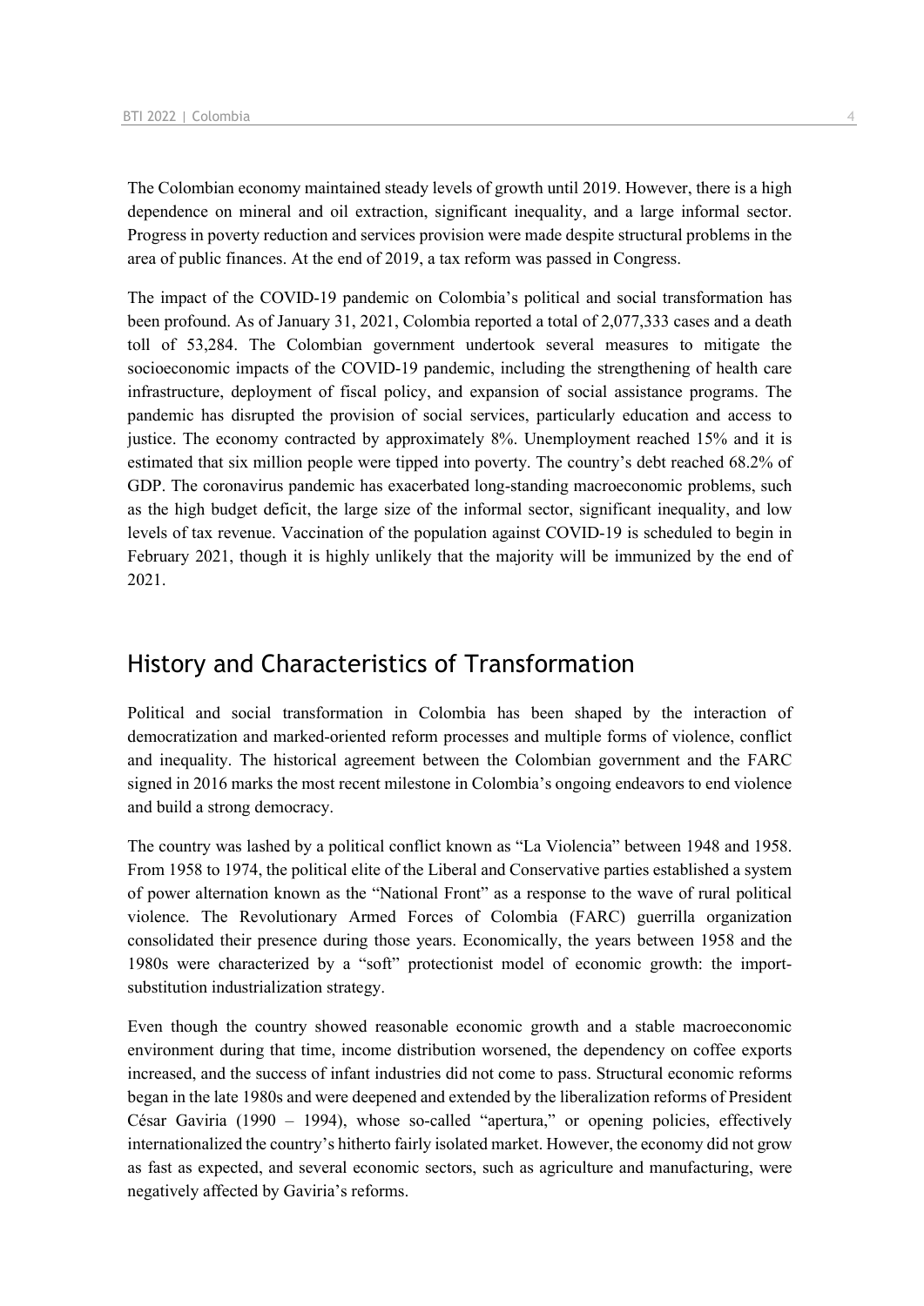The Colombian economy maintained steady levels of growth until 2019. However, there is a high dependence on mineral and oil extraction, significant inequality, and a large informal sector. Progress in poverty reduction and services provision were made despite structural problems in the area of public finances. At the end of 2019, a tax reform was passed in Congress.

The impact of the COVID-19 pandemic on Colombia's political and social transformation has been profound. As of January 31, 2021, Colombia reported a total of 2,077,333 cases and a death toll of 53,284. The Colombian government undertook several measures to mitigate the socioeconomic impacts of the COVID-19 pandemic, including the strengthening of health care infrastructure, deployment of fiscal policy, and expansion of social assistance programs. The pandemic has disrupted the provision of social services, particularly education and access to justice. The economy contracted by approximately 8%. Unemployment reached 15% and it is estimated that six million people were tipped into poverty. The country's debt reached 68.2% of GDP. The coronavirus pandemic has exacerbated long-standing macroeconomic problems, such as the high budget deficit, the large size of the informal sector, significant inequality, and low levels of tax revenue. Vaccination of the population against COVID-19 is scheduled to begin in February 2021, though it is highly unlikely that the majority will be immunized by the end of 2021.

## History and Characteristics of Transformation

Political and social transformation in Colombia has been shaped by the interaction of democratization and marked-oriented reform processes and multiple forms of violence, conflict and inequality. The historical agreement between the Colombian government and the FARC signed in 2016 marks the most recent milestone in Colombia's ongoing endeavors to end violence and build a strong democracy.

The country was lashed by a political conflict known as "La Violencia" between 1948 and 1958. From 1958 to 1974, the political elite of the Liberal and Conservative parties established a system of power alternation known as the "National Front" as a response to the wave of rural political violence. The Revolutionary Armed Forces of Colombia (FARC) guerrilla organization consolidated their presence during those years. Economically, the years between 1958 and the 1980s were characterized by a "soft" protectionist model of economic growth: the import-substitution industrialization strategy.

Even though the country showed reasonable economic growth and a stable macroeconomic environment during that time, income distribution worsened, the dependency on coffee exports increased, and the success of infant industries did not come to pass. Structural economic reforms began in the late 1980s and were deepened and extended by the liberalization reforms of President César Gaviria (1990 – 1994), whose so-called "apertura," or opening policies, effectively internationalized the country's hitherto fairly isolated market. However, the economy did not grow as fast as expected, and several economic sectors, such as agriculture and manufacturing, were negatively affected by Gaviria's reforms.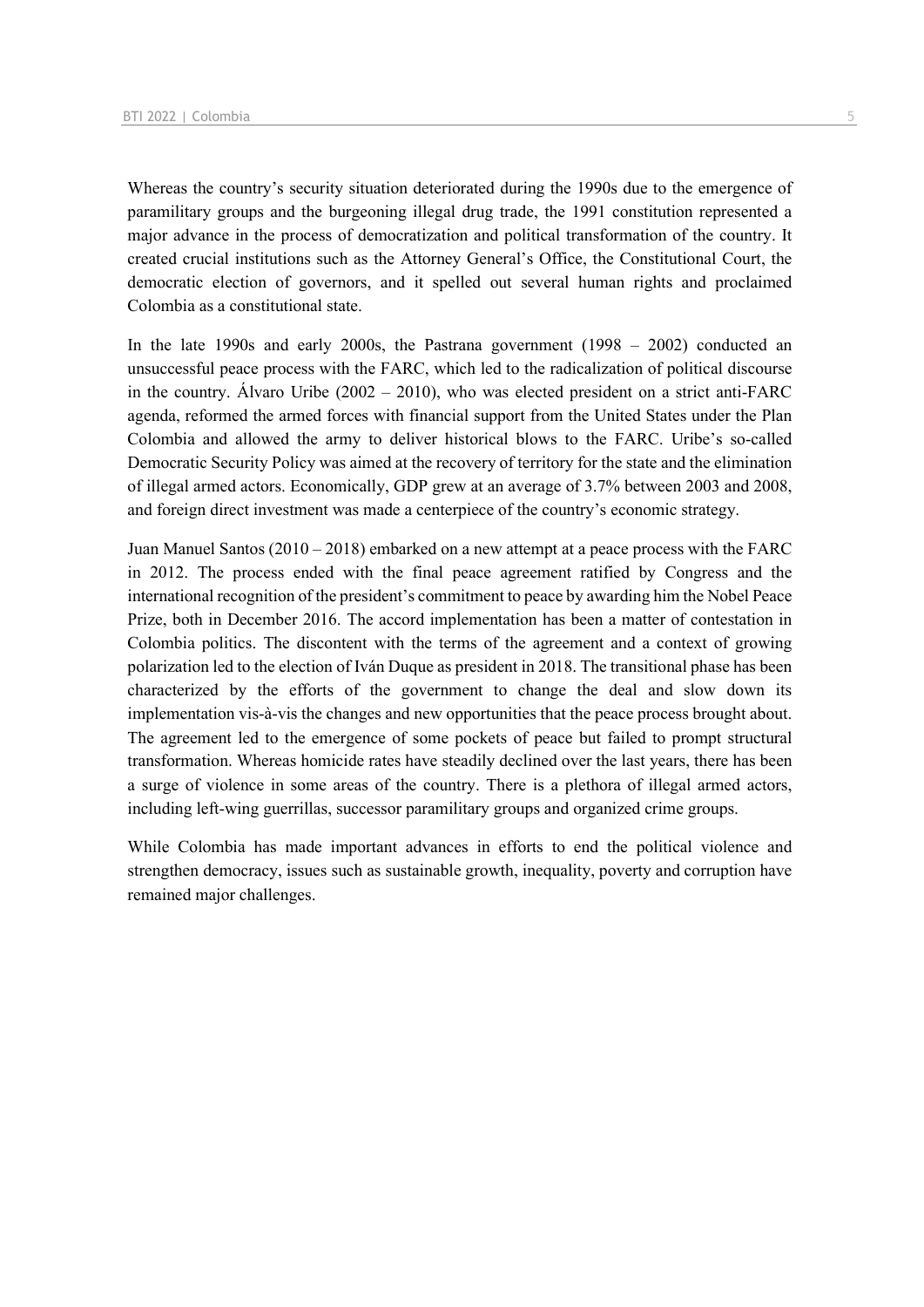Whereas the country's security situation deteriorated during the 1990s due to the emergence of paramilitary groups and the burgeoning illegal drug trade, the 1991 constitution represented a major advance in the process of democratization and political transformation of the country. It created crucial institutions such as the Attorney General's Office, the Constitutional Court, the democratic election of governors, and it spelled out several human rights and proclaimed Colombia as a constitutional state.

In the late 1990s and early 2000s, the Pastrana government (1998 – 2002) conducted an unsuccessful peace process with the FARC, which led to the radicalization of political discourse in the country. Álvaro Uribe (2002 – 2010), who was elected president on a strict anti-FARC agenda, reformed the armed forces with financial support from the United States under the Plan Colombia and allowed the army to deliver historical blows to the FARC. Uribe's so-called Democratic Security Policy was aimed at the recovery of territory for the state and the elimination of illegal armed actors. Economically, GDP grew at an average of 3.7% between 2003 and 2008, and foreign direct investment was made a centerpiece of the country's economic strategy.

Juan Manuel Santos (2010 – 2018) embarked on a new attempt at a peace process with the FARC in 2012. The process ended with the final peace agreement ratified by Congress and the international recognition of the president's commitment to peace by awarding him the Nobel Peace Prize, both in December 2016. The accord implementation has been a matter of contestation in Colombia politics. The discontent with the terms of the agreement and a context of growing polarization led to the election of Iván Duque as president in 2018. The transitional phase has been characterized by the efforts of the government to change the deal and slow down its implementation vis-à-vis the changes and new opportunities that the peace process brought about. The agreement led to the emergence of some pockets of peace but failed to prompt structural transformation. Whereas homicide rates have steadily declined over the last years, there has been a surge of violence in some areas of the country. There is a plethora of illegal armed actors, including left-wing guerrillas, successor paramilitary groups and organized crime groups.

While Colombia has made important advances in efforts to end the political violence and strengthen democracy, issues such as sustainable growth, inequality, poverty and corruption have remained major challenges.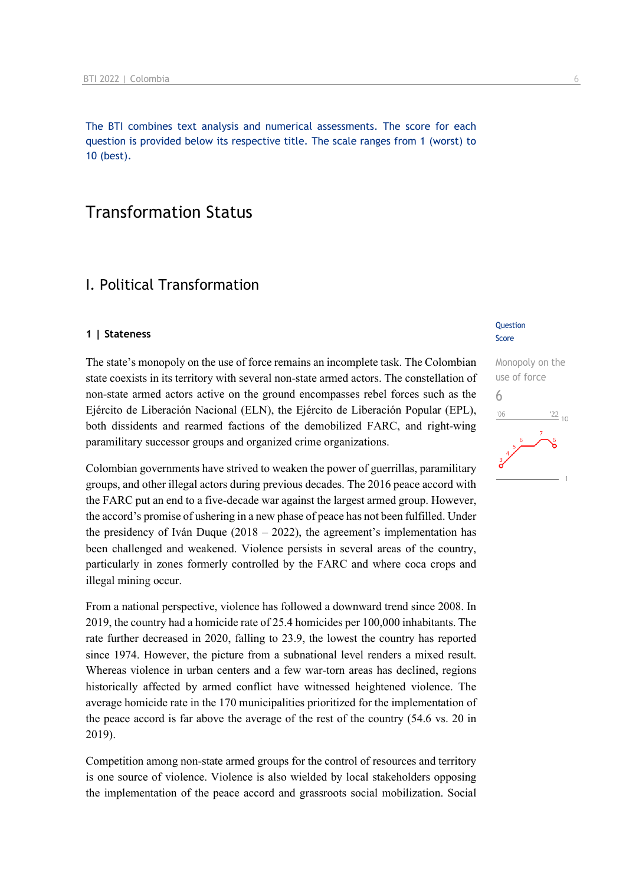The BTI combines text analysis and numerical assessments. The score for each question is provided below its respective title. The scale ranges from 1 (worst) to 10 (best).

# Transformation Status

## I. Political Transformation

### 1 | Stateness

Question Score

Monopoly on the use of force

6

The state's monopoly on the use of force remains an incomplete task. The Colombian state coexists in its territory with several non-state armed actors. The constellation of non-state armed actors active on the ground encompasses rebel forces such as the Ejército de Liberación Nacional (ELN), the Ejército de Liberación Popular (EPL), both dissidents and rearmed factions of the demobilized FARC, and right-wing paramilitary successor groups and organized crime organizations.

Colombian governments have strived to weaken the power of guerrillas, paramilitary groups, and other illegal actors during previous decades. The 2016 peace accord with the FARC put an end to a five-decade war against the largest armed group. However, the accord's promise of ushering in a new phase of peace has not been fulfilled. Under the presidency of Iván Duque (2018 – 2022), the agreement's implementation has been challenged and weakened. Violence persists in several areas of the country, particularly in zones formerly controlled by the FARC and where coca crops and illegal mining occur.

From a national perspective, violence has followed a downward trend since 2008. In 2019, the country had a homicide rate of 25.4 homicides per 100,000 inhabitants. The rate further decreased in 2020, falling to 23.9, the lowest the country has reported since 1974. However, the picture from a subnational level renders a mixed result. Whereas violence in urban centers and a few war-torn areas has declined, regions historically affected by armed conflict have witnessed heightened violence. The average homicide rate in the 170 municipalities prioritized for the implementation of the peace accord is far above the average of the rest of the country (54.6 vs. 20 in 2019).

Competition among non-state armed groups for the control of resources and territory is one source of violence. Violence is also wielded by local stakeholders opposing the implementation of the peace accord and grassroots social mobilization. Social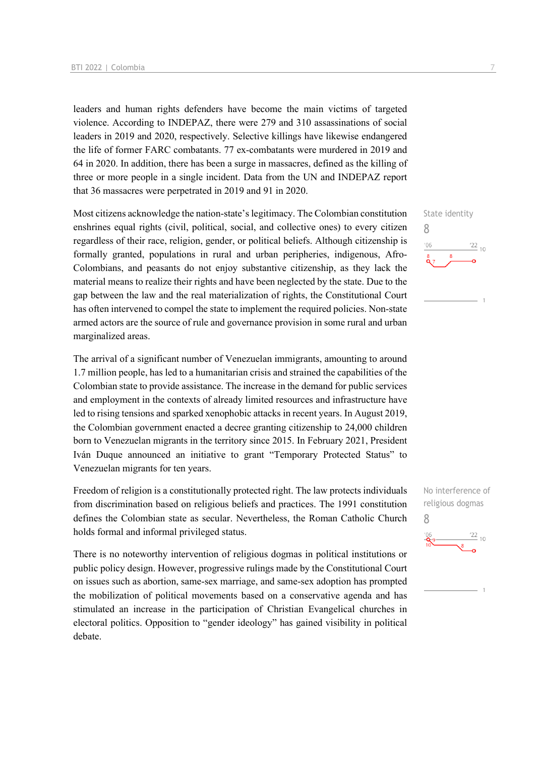leaders and human rights defenders have become the main victims of targeted violence. According to INDEPAZ, there were 279 and 310 assassinations of social leaders in 2019 and 2020, respectively. Selective killings have likewise endangered the life of former FARC combatants. 77 ex-combatants were murdered in 2019 and 64 in 2020. In addition, there has been a surge in massacres, defined as the killing of three or more people in a single incident. Data from the UN and INDEPAZ report that 36 massacres were perpetrated in 2019 and 91 in 2020.

State identity
8

Most citizens acknowledge the nation-state's legitimacy. The Colombian constitution enshrines equal rights (civil, political, social, and collective ones) to every citizen regardless of their race, religion, gender, or political beliefs. Although citizenship is formally granted, populations in rural and urban peripheries, indigenous, Afro-Colombians, and peasants do not enjoy substantive citizenship, as they lack the material means to realize their rights and have been neglected by the state. Due to the gap between the law and the real materialization of rights, the Constitutional Court has often intervened to compel the state to implement the required policies. Non-state armed actors are the source of rule and governance provision in some rural and urban marginalized areas.

The arrival of a significant number of Venezuelan immigrants, amounting to around 1.7 million people, has led to a humanitarian crisis and strained the capabilities of the Colombian state to provide assistance. The increase in the demand for public services and employment in the contexts of already limited resources and infrastructure have led to rising tensions and sparked xenophobic attacks in recent years. In August 2019, the Colombian government enacted a decree granting citizenship to 24,000 children born to Venezuelan migrants in the territory since 2015. In February 2021, President Iván Duque announced an initiative to grant "Temporary Protected Status" to Venezuelan migrants for ten years.

No interference of religious dogmas
8

Freedom of religion is a constitutionally protected right. The law protects individuals from discrimination based on religious beliefs and practices. The 1991 constitution defines the Colombian state as secular. Nevertheless, the Roman Catholic Church holds formal and informal privileged status.

There is no noteworthy intervention of religious dogmas in political institutions or public policy design. However, progressive rulings made by the Constitutional Court on issues such as abortion, same-sex marriage, and same-sex adoption has prompted the mobilization of political movements based on a conservative agenda and has stimulated an increase in the participation of Christian Evangelical churches in electoral politics. Opposition to "gender ideology" has gained visibility in political debate.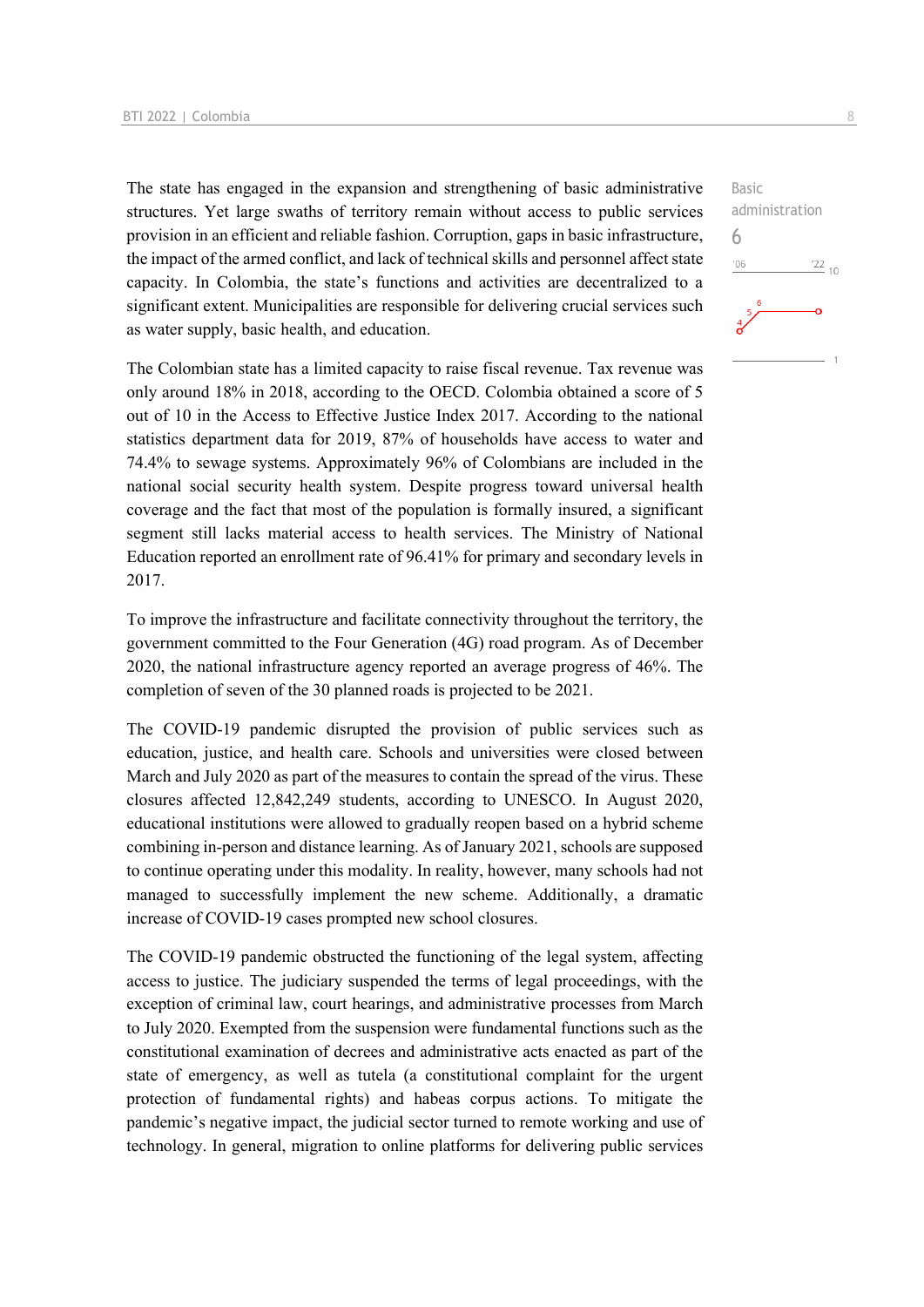The state has engaged in the expansion and strengthening of basic administrative structures. Yet large swaths of territory remain without access to public services provision in an efficient and reliable fashion. Corruption, gaps in basic infrastructure, the impact of the armed conflict, and lack of technical skills and personnel affect state capacity. In Colombia, the state's functions and activities are decentralized to a significant extent. Municipalities are responsible for delivering crucial services such as water supply, basic health, and education.

Basic administration
6

The Colombian state has a limited capacity to raise fiscal revenue. Tax revenue was only around 18% in 2018, according to the OECD. Colombia obtained a score of 5 out of 10 in the Access to Effective Justice Index 2017. According to the national statistics department data for 2019, 87% of households have access to water and 74.4% to sewage systems. Approximately 96% of Colombians are included in the national social security health system. Despite progress toward universal health coverage and the fact that most of the population is formally insured, a significant segment still lacks material access to health services. The Ministry of National Education reported an enrollment rate of 96.41% for primary and secondary levels in 2017.

To improve the infrastructure and facilitate connectivity throughout the territory, the government committed to the Four Generation (4G) road program. As of December 2020, the national infrastructure agency reported an average progress of 46%. The completion of seven of the 30 planned roads is projected to be 2021.

The COVID-19 pandemic disrupted the provision of public services such as education, justice, and health care. Schools and universities were closed between March and July 2020 as part of the measures to contain the spread of the virus. These closures affected 12,842,249 students, according to UNESCO. In August 2020, educational institutions were allowed to gradually reopen based on a hybrid scheme combining in-person and distance learning. As of January 2021, schools are supposed to continue operating under this modality. In reality, however, many schools had not managed to successfully implement the new scheme. Additionally, a dramatic increase of COVID-19 cases prompted new school closures.

The COVID-19 pandemic obstructed the functioning of the legal system, affecting access to justice. The judiciary suspended the terms of legal proceedings, with the exception of criminal law, court hearings, and administrative processes from March to July 2020. Exempted from the suspension were fundamental functions such as the constitutional examination of decrees and administrative acts enacted as part of the state of emergency, as well as tutela (a constitutional complaint for the urgent protection of fundamental rights) and habeas corpus actions. To mitigate the pandemic's negative impact, the judicial sector turned to remote working and use of technology. In general, migration to online platforms for delivering public services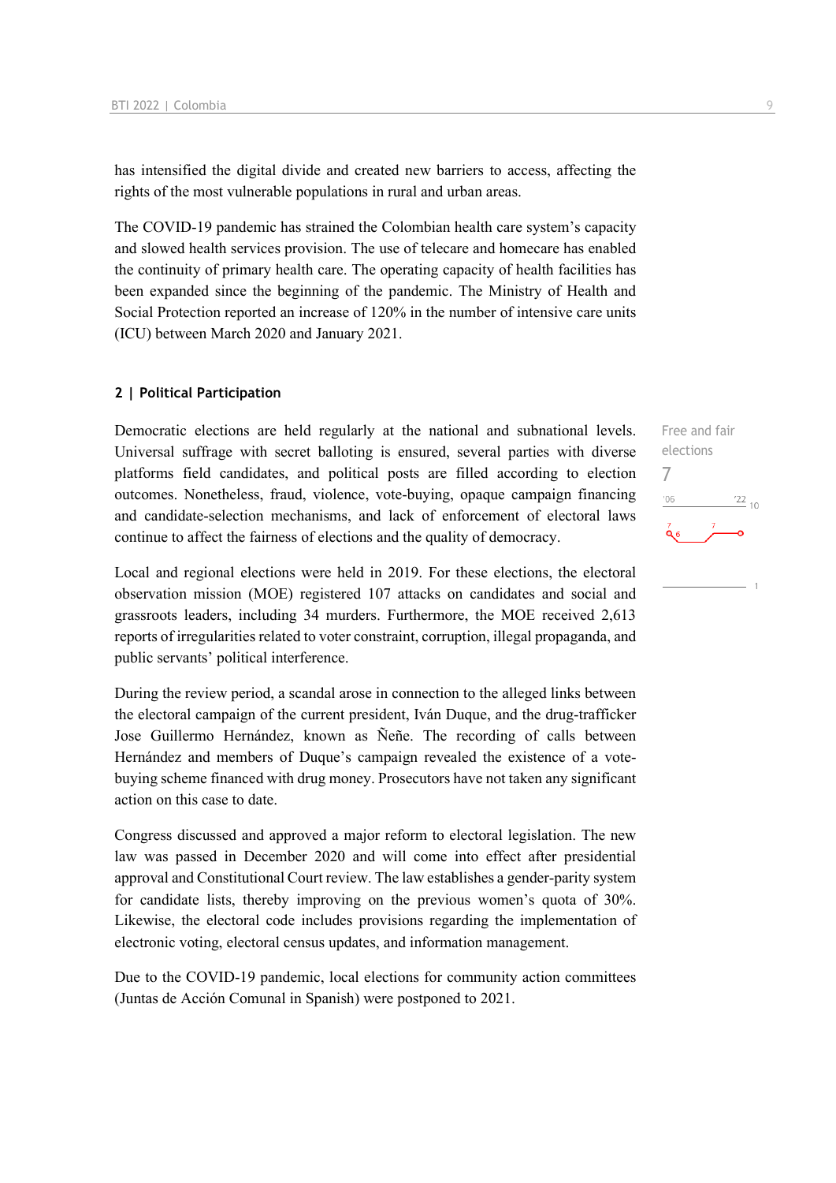has intensified the digital divide and created new barriers to access, affecting the rights of the most vulnerable populations in rural and urban areas.

The COVID-19 pandemic has strained the Colombian health care system's capacity and slowed health services provision. The use of telecare and homecare has enabled the continuity of primary health care. The operating capacity of health facilities has been expanded since the beginning of the pandemic. The Ministry of Health and Social Protection reported an increase of 120% in the number of intensive care units (ICU) between March 2020 and January 2021.

## 2 | Political Participation

Free and fair elections
7

Democratic elections are held regularly at the national and subnational levels. Universal suffrage with secret balloting is ensured, several parties with diverse platforms field candidates, and political posts are filled according to election outcomes. Nonetheless, fraud, violence, vote-buying, opaque campaign financing and candidate-selection mechanisms, and lack of enforcement of electoral laws continue to affect the fairness of elections and the quality of democracy.

Local and regional elections were held in 2019. For these elections, the electoral observation mission (MOE) registered 107 attacks on candidates and social and grassroots leaders, including 34 murders. Furthermore, the MOE received 2,613 reports of irregularities related to voter constraint, corruption, illegal propaganda, and public servants' political interference.

During the review period, a scandal arose in connection to the alleged links between the electoral campaign of the current president, Iván Duque, and the drug-trafficker Jose Guillermo Hernández, known as Ñeñe. The recording of calls between Hernández and members of Duque's campaign revealed the existence of a vote-buying scheme financed with drug money. Prosecutors have not taken any significant action on this case to date.

Congress discussed and approved a major reform to electoral legislation. The new law was passed in December 2020 and will come into effect after presidential approval and Constitutional Court review. The law establishes a gender-parity system for candidate lists, thereby improving on the previous women's quota of 30%. Likewise, the electoral code includes provisions regarding the implementation of electronic voting, electoral census updates, and information management.

Due to the COVID-19 pandemic, local elections for community action committees (Juntas de Acción Comunal in Spanish) were postponed to 2021.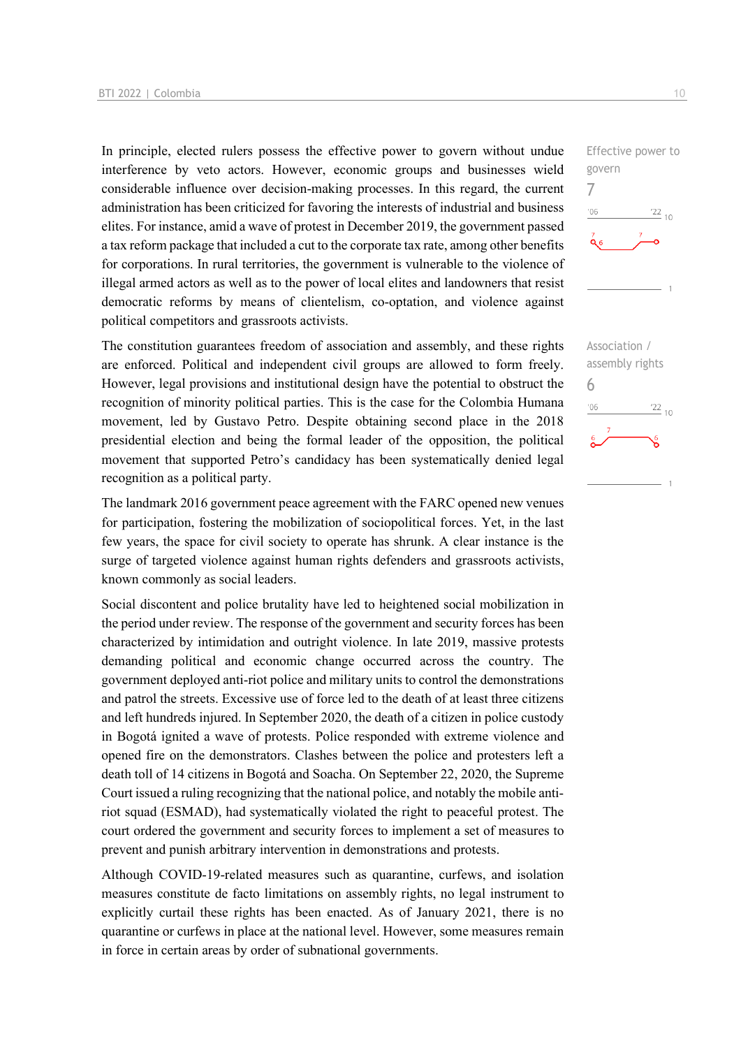In principle, elected rulers possess the effective power to govern without undue interference by veto actors. However, economic groups and businesses wield considerable influence over decision-making processes. In this regard, the current administration has been criticized for favoring the interests of industrial and business elites. For instance, amid a wave of protest in December 2019, the government passed a tax reform package that included a cut to the corporate tax rate, among other benefits for corporations. In rural territories, the government is vulnerable to the violence of illegal armed actors as well as to the power of local elites and landowners that resist democratic reforms by means of clientelism, co-optation, and violence against political competitors and grassroots activists.

Effective power to govern
7

The constitution guarantees freedom of association and assembly, and these rights are enforced. Political and independent civil groups are allowed to form freely. However, legal provisions and institutional design have the potential to obstruct the recognition of minority political parties. This is the case for the Colombia Humana movement, led by Gustavo Petro. Despite obtaining second place in the 2018 presidential election and being the formal leader of the opposition, the political movement that supported Petro's candidacy has been systematically denied legal recognition as a political party.

Association / assembly rights
6

The landmark 2016 government peace agreement with the FARC opened new venues for participation, fostering the mobilization of sociopolitical forces. Yet, in the last few years, the space for civil society to operate has shrunk. A clear instance is the surge of targeted violence against human rights defenders and grassroots activists, known commonly as social leaders.

Social discontent and police brutality have led to heightened social mobilization in the period under review. The response of the government and security forces has been characterized by intimidation and outright violence. In late 2019, massive protests demanding political and economic change occurred across the country. The government deployed anti-riot police and military units to control the demonstrations and patrol the streets. Excessive use of force led to the death of at least three citizens and left hundreds injured. In September 2020, the death of a citizen in police custody in Bogotá ignited a wave of protests. Police responded with extreme violence and opened fire on the demonstrators. Clashes between the police and protesters left a death toll of 14 citizens in Bogotá and Soacha. On September 22, 2020, the Supreme Court issued a ruling recognizing that the national police, and notably the mobile anti-riot squad (ESMAD), had systematically violated the right to peaceful protest. The court ordered the government and security forces to implement a set of measures to prevent and punish arbitrary intervention in demonstrations and protests.

Although COVID-19-related measures such as quarantine, curfews, and isolation measures constitute de facto limitations on assembly rights, no legal instrument to explicitly curtail these rights has been enacted. As of January 2021, there is no quarantine or curfews in place at the national level. However, some measures remain in force in certain areas by order of subnational governments.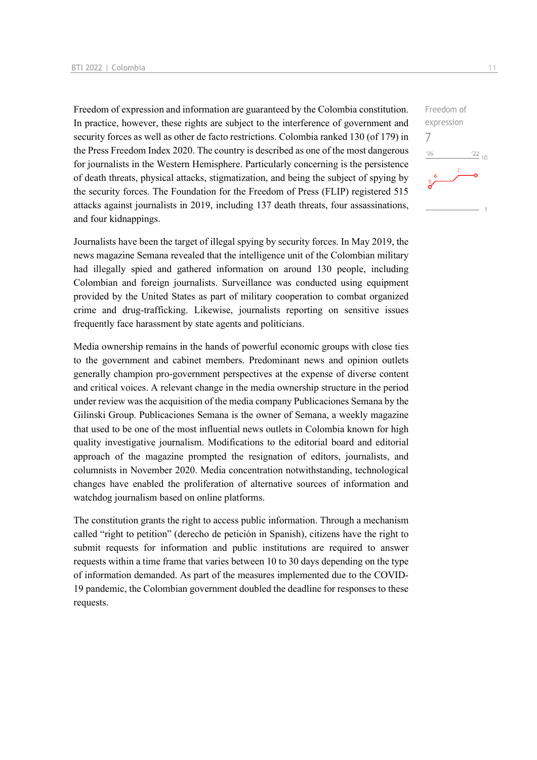Freedom of expression and information are guaranteed by the Colombia constitution. In practice, however, these rights are subject to the interference of government and security forces as well as other de facto restrictions. Colombia ranked 130 (of 179) in the Press Freedom Index 2020. The country is described as one of the most dangerous for journalists in the Western Hemisphere. Particularly concerning is the persistence of death threats, physical attacks, stigmatization, and being the subject of spying by the security forces. The Foundation for the Freedom of Press (FLIP) registered 515 attacks against journalists in 2019, including 137 death threats, four assassinations, and four kidnappings.

Freedom of expression
7

Journalists have been the target of illegal spying by security forces. In May 2019, the news magazine Semana revealed that the intelligence unit of the Colombian military had illegally spied and gathered information on around 130 people, including Colombian and foreign journalists. Surveillance was conducted using equipment provided by the United States as part of military cooperation to combat organized crime and drug-trafficking. Likewise, journalists reporting on sensitive issues frequently face harassment by state agents and politicians.

Media ownership remains in the hands of powerful economic groups with close ties to the government and cabinet members. Predominant news and opinion outlets generally champion pro-government perspectives at the expense of diverse content and critical voices. A relevant change in the media ownership structure in the period under review was the acquisition of the media company Publicaciones Semana by the Gilinski Group. Publicaciones Semana is the owner of Semana, a weekly magazine that used to be one of the most influential news outlets in Colombia known for high quality investigative journalism. Modifications to the editorial board and editorial approach of the magazine prompted the resignation of editors, journalists, and columnists in November 2020. Media concentration notwithstanding, technological changes have enabled the proliferation of alternative sources of information and watchdog journalism based on online platforms.

The constitution grants the right to access public information. Through a mechanism called "right to petition" (derecho de petición in Spanish), citizens have the right to submit requests for information and public institutions are required to answer requests within a time frame that varies between 10 to 30 days depending on the type of information demanded. As part of the measures implemented due to the COVID-19 pandemic, the Colombian government doubled the deadline for responses to these requests.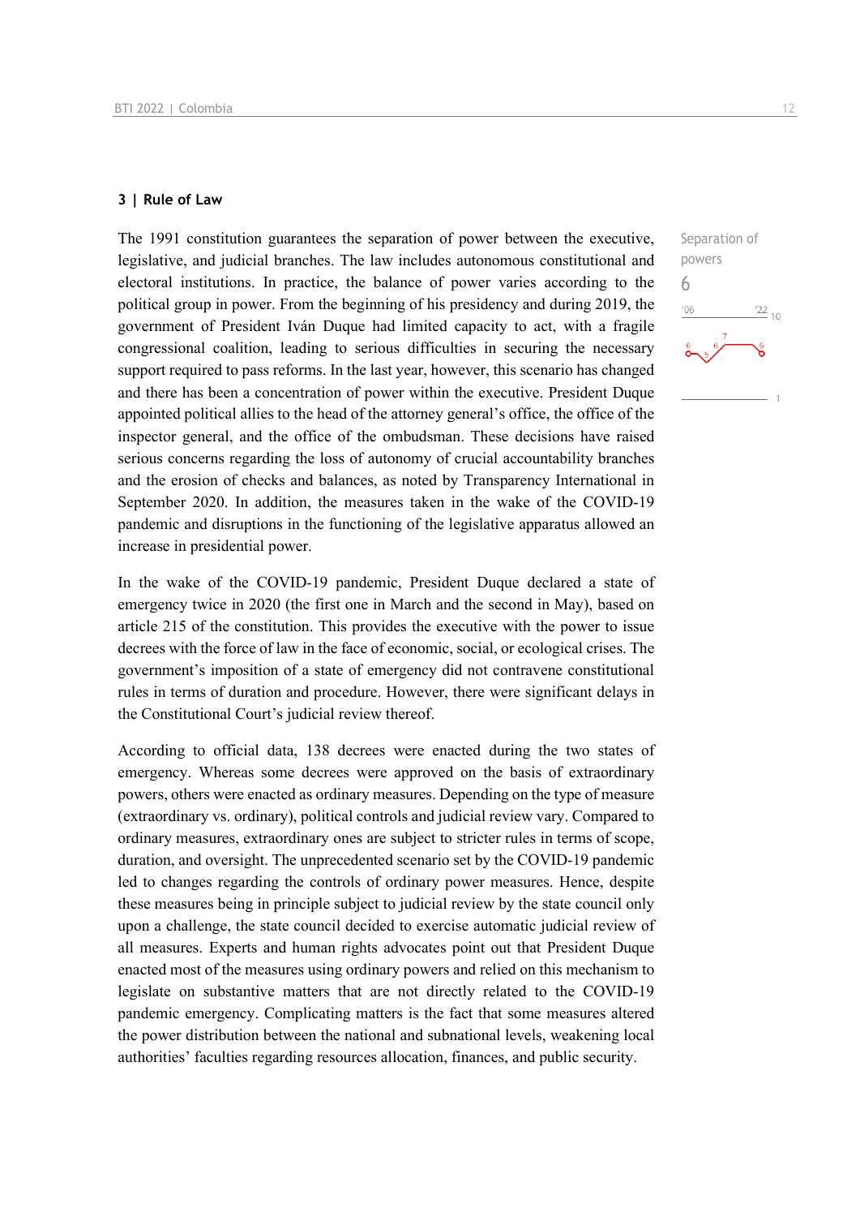### 3 | Rule of Law

Separation of powers
6

The 1991 constitution guarantees the separation of power between the executive, legislative, and judicial branches. The law includes autonomous constitutional and electoral institutions. In practice, the balance of power varies according to the political group in power. From the beginning of his presidency and during 2019, the government of President Iván Duque had limited capacity to act, with a fragile congressional coalition, leading to serious difficulties in securing the necessary support required to pass reforms. In the last year, however, this scenario has changed and there has been a concentration of power within the executive. President Duque appointed political allies to the head of the attorney general's office, the office of the inspector general, and the office of the ombudsman. These decisions have raised serious concerns regarding the loss of autonomy of crucial accountability branches and the erosion of checks and balances, as noted by Transparency International in September 2020. In addition, the measures taken in the wake of the COVID-19 pandemic and disruptions in the functioning of the legislative apparatus allowed an increase in presidential power.

In the wake of the COVID-19 pandemic, President Duque declared a state of emergency twice in 2020 (the first one in March and the second in May), based on article 215 of the constitution. This provides the executive with the power to issue decrees with the force of law in the face of economic, social, or ecological crises. The government's imposition of a state of emergency did not contravene constitutional rules in terms of duration and procedure. However, there were significant delays in the Constitutional Court's judicial review thereof.

According to official data, 138 decrees were enacted during the two states of emergency. Whereas some decrees were approved on the basis of extraordinary powers, others were enacted as ordinary measures. Depending on the type of measure (extraordinary vs. ordinary), political controls and judicial review vary. Compared to ordinary measures, extraordinary ones are subject to stricter rules in terms of scope, duration, and oversight. The unprecedented scenario set by the COVID-19 pandemic led to changes regarding the controls of ordinary power measures. Hence, despite these measures being in principle subject to judicial review by the state council only upon a challenge, the state council decided to exercise automatic judicial review of all measures. Experts and human rights advocates point out that President Duque enacted most of the measures using ordinary powers and relied on this mechanism to legislate on substantive matters that are not directly related to the COVID-19 pandemic emergency. Complicating matters is the fact that some measures altered the power distribution between the national and subnational levels, weakening local authorities' faculties regarding resources allocation, finances, and public security.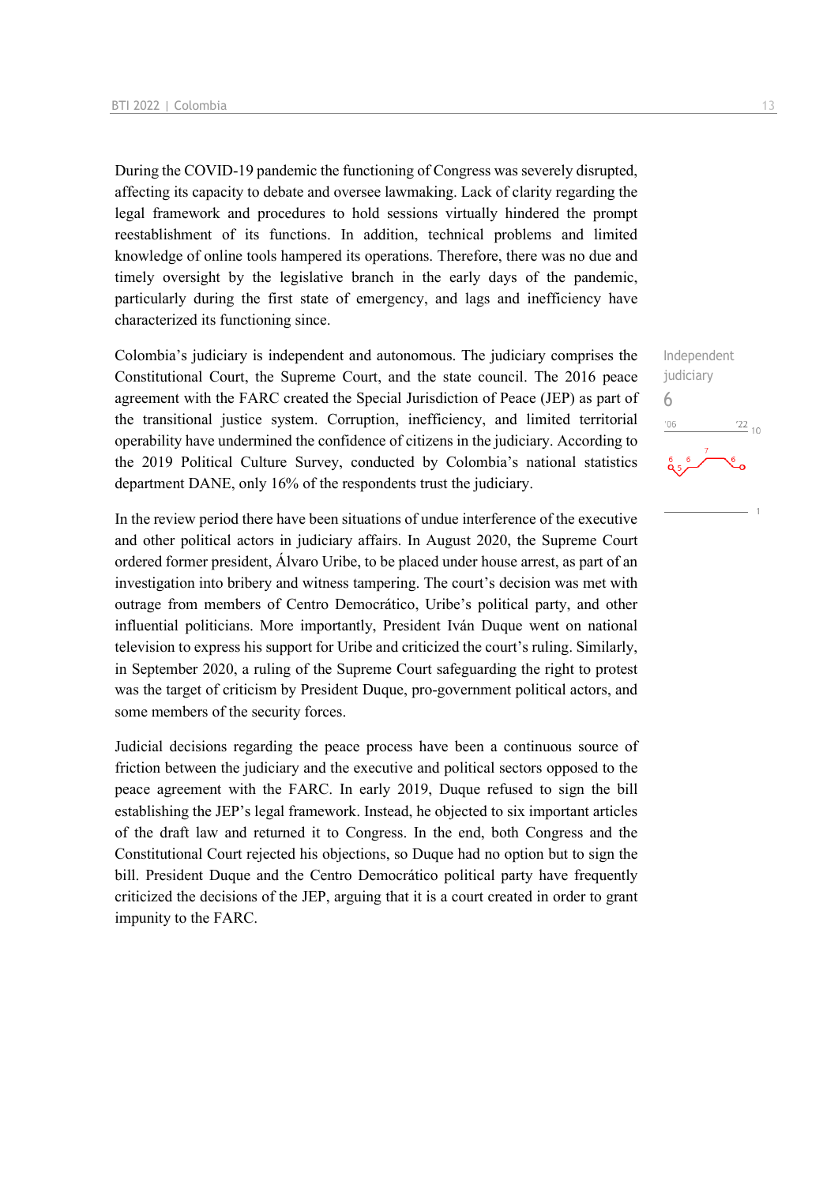During the COVID-19 pandemic the functioning of Congress was severely disrupted, affecting its capacity to debate and oversee lawmaking. Lack of clarity regarding the legal framework and procedures to hold sessions virtually hindered the prompt reestablishment of its functions. In addition, technical problems and limited knowledge of online tools hampered its operations. Therefore, there was no due and timely oversight by the legislative branch in the early days of the pandemic, particularly during the first state of emergency, and lags and inefficiency have characterized its functioning since.

Independent judiciary
6

Colombia's judiciary is independent and autonomous. The judiciary comprises the Constitutional Court, the Supreme Court, and the state council. The 2016 peace agreement with the FARC created the Special Jurisdiction of Peace (JEP) as part of the transitional justice system. Corruption, inefficiency, and limited territorial operability have undermined the confidence of citizens in the judiciary. According to the 2019 Political Culture Survey, conducted by Colombia's national statistics department DANE, only 16% of the respondents trust the judiciary.

In the review period there have been situations of undue interference of the executive and other political actors in judiciary affairs. In August 2020, the Supreme Court ordered former president, Álvaro Uribe, to be placed under house arrest, as part of an investigation into bribery and witness tampering. The court's decision was met with outrage from members of Centro Democrático, Uribe's political party, and other influential politicians. More importantly, President Iván Duque went on national television to express his support for Uribe and criticized the court's ruling. Similarly, in September 2020, a ruling of the Supreme Court safeguarding the right to protest was the target of criticism by President Duque, pro-government political actors, and some members of the security forces.

Judicial decisions regarding the peace process have been a continuous source of friction between the judiciary and the executive and political sectors opposed to the peace agreement with the FARC. In early 2019, Duque refused to sign the bill establishing the JEP's legal framework. Instead, he objected to six important articles of the draft law and returned it to Congress. In the end, both Congress and the Constitutional Court rejected his objections, so Duque had no option but to sign the bill. President Duque and the Centro Democrático political party have frequently criticized the decisions of the JEP, arguing that it is a court created in order to grant impunity to the FARC.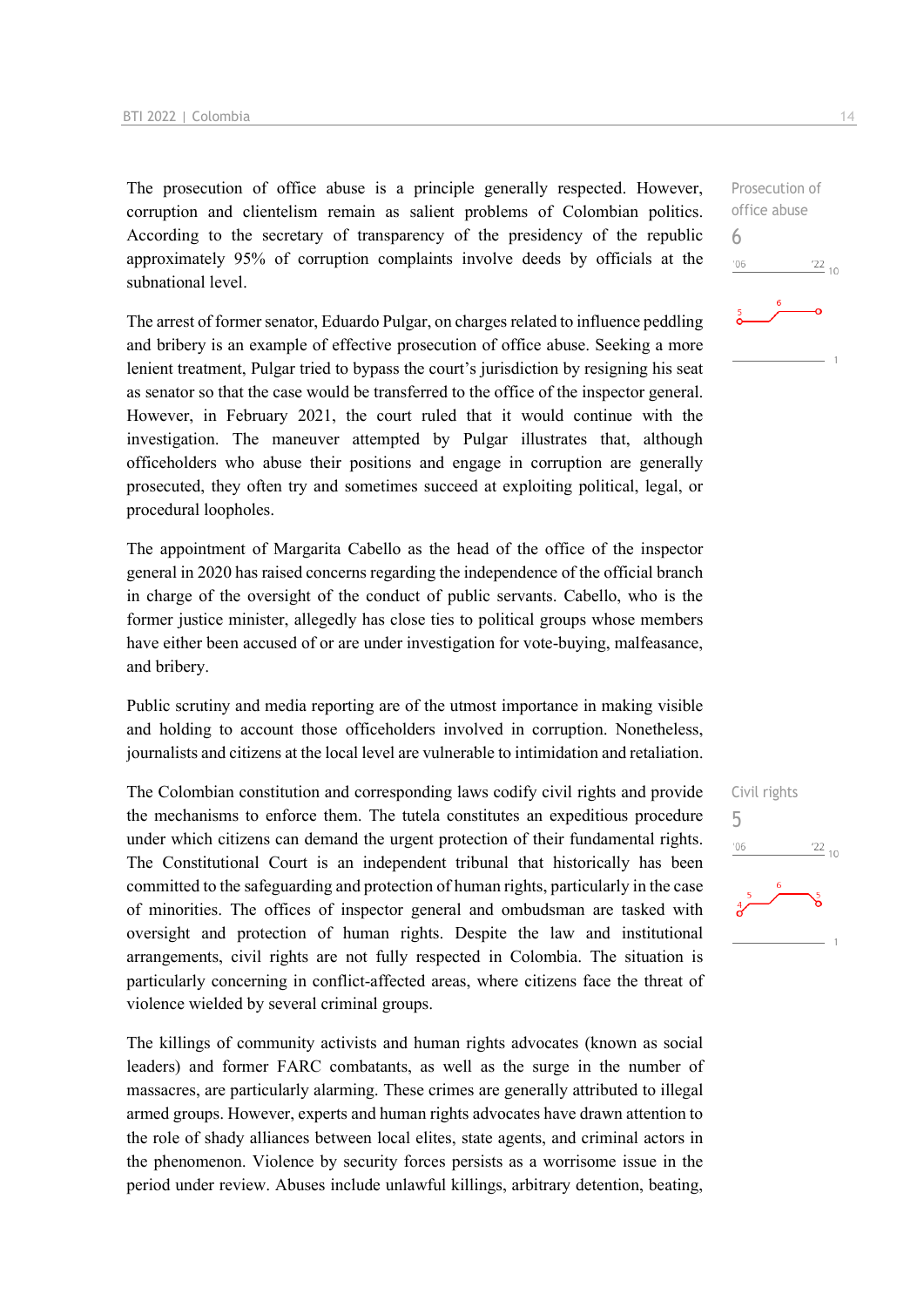The prosecution of office abuse is a principle generally respected. However, corruption and clientelism remain as salient problems of Colombian politics. According to the secretary of transparency of the presidency of the republic approximately 95% of corruption complaints involve deeds by officials at the subnational level.

Prosecution of office abuse
6

The arrest of former senator, Eduardo Pulgar, on charges related to influence peddling and bribery is an example of effective prosecution of office abuse. Seeking a more lenient treatment, Pulgar tried to bypass the court's jurisdiction by resigning his seat as senator so that the case would be transferred to the office of the inspector general. However, in February 2021, the court ruled that it would continue with the investigation. The maneuver attempted by Pulgar illustrates that, although officeholders who abuse their positions and engage in corruption are generally prosecuted, they often try and sometimes succeed at exploiting political, legal, or procedural loopholes.

The appointment of Margarita Cabello as the head of the office of the inspector general in 2020 has raised concerns regarding the independence of the official branch in charge of the oversight of the conduct of public servants. Cabello, who is the former justice minister, allegedly has close ties to political groups whose members have either been accused of or are under investigation for vote-buying, malfeasance, and bribery.

Public scrutiny and media reporting are of the utmost importance in making visible and holding to account those officeholders involved in corruption. Nonetheless, journalists and citizens at the local level are vulnerable to intimidation and retaliation.

The Colombian constitution and corresponding laws codify civil rights and provide the mechanisms to enforce them. The tutela constitutes an expeditious procedure under which citizens can demand the urgent protection of their fundamental rights. The Constitutional Court is an independent tribunal that historically has been committed to the safeguarding and protection of human rights, particularly in the case of minorities. The offices of inspector general and ombudsman are tasked with oversight and protection of human rights. Despite the law and institutional arrangements, civil rights are not fully respected in Colombia. The situation is particularly concerning in conflict-affected areas, where citizens face the threat of violence wielded by several criminal groups.

Civil rights
5

The killings of community activists and human rights advocates (known as social leaders) and former FARC combatants, as well as the surge in the number of massacres, are particularly alarming. These crimes are generally attributed to illegal armed groups. However, experts and human rights advocates have drawn attention to the role of shady alliances between local elites, state agents, and criminal actors in the phenomenon. Violence by security forces persists as a worrisome issue in the period under review. Abuses include unlawful killings, arbitrary detention, beating,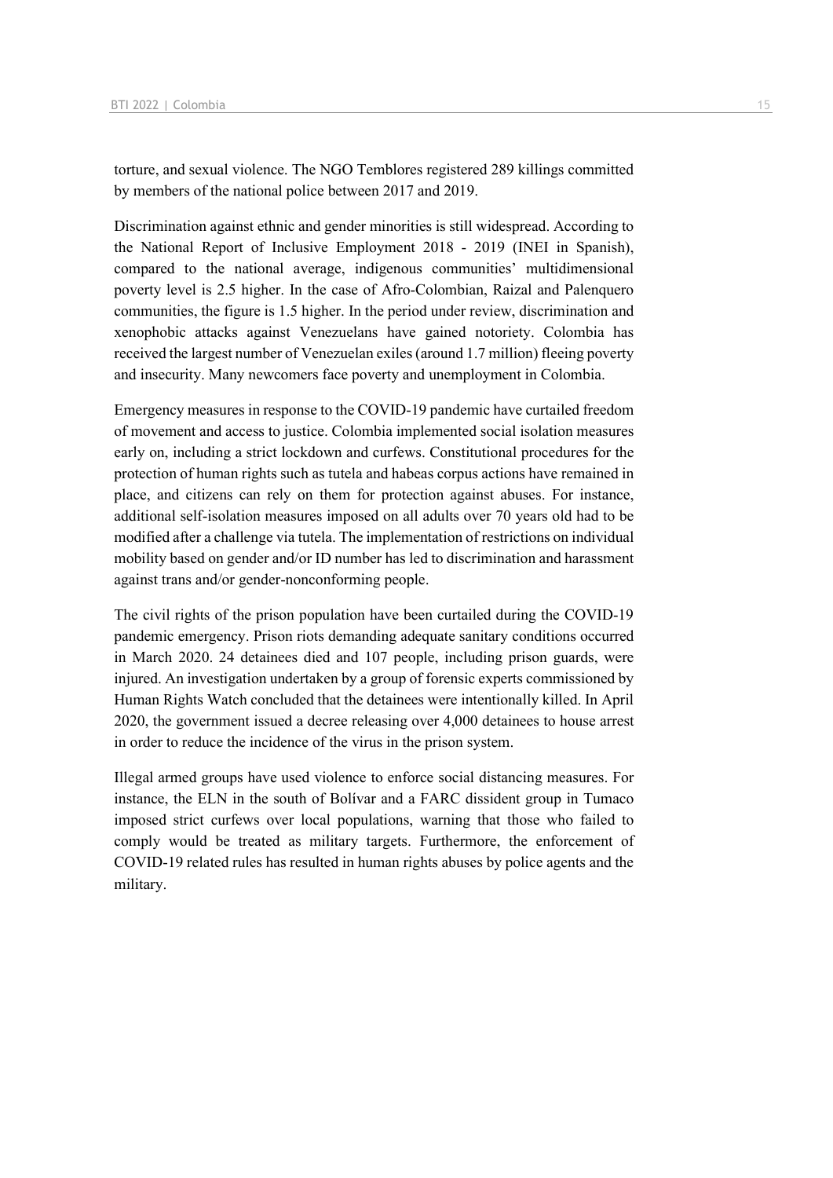torture, and sexual violence. The NGO Temblores registered 289 killings committed by members of the national police between 2017 and 2019.

Discrimination against ethnic and gender minorities is still widespread. According to the National Report of Inclusive Employment 2018 - 2019 (INEI in Spanish), compared to the national average, indigenous communities' multidimensional poverty level is 2.5 higher. In the case of Afro-Colombian, Raizal and Palenquero communities, the figure is 1.5 higher. In the period under review, discrimination and xenophobic attacks against Venezuelans have gained notoriety. Colombia has received the largest number of Venezuelan exiles (around 1.7 million) fleeing poverty and insecurity. Many newcomers face poverty and unemployment in Colombia.

Emergency measures in response to the COVID-19 pandemic have curtailed freedom of movement and access to justice. Colombia implemented social isolation measures early on, including a strict lockdown and curfews. Constitutional procedures for the protection of human rights such as tutela and habeas corpus actions have remained in place, and citizens can rely on them for protection against abuses. For instance, additional self-isolation measures imposed on all adults over 70 years old had to be modified after a challenge via tutela. The implementation of restrictions on individual mobility based on gender and/or ID number has led to discrimination and harassment against trans and/or gender-nonconforming people.

The civil rights of the prison population have been curtailed during the COVID-19 pandemic emergency. Prison riots demanding adequate sanitary conditions occurred in March 2020. 24 detainees died and 107 people, including prison guards, were injured. An investigation undertaken by a group of forensic experts commissioned by Human Rights Watch concluded that the detainees were intentionally killed. In April 2020, the government issued a decree releasing over 4,000 detainees to house arrest in order to reduce the incidence of the virus in the prison system.

Illegal armed groups have used violence to enforce social distancing measures. For instance, the ELN in the south of Bolívar and a FARC dissident group in Tumaco imposed strict curfews over local populations, warning that those who failed to comply would be treated as military targets. Furthermore, the enforcement of COVID-19 related rules has resulted in human rights abuses by police agents and the military.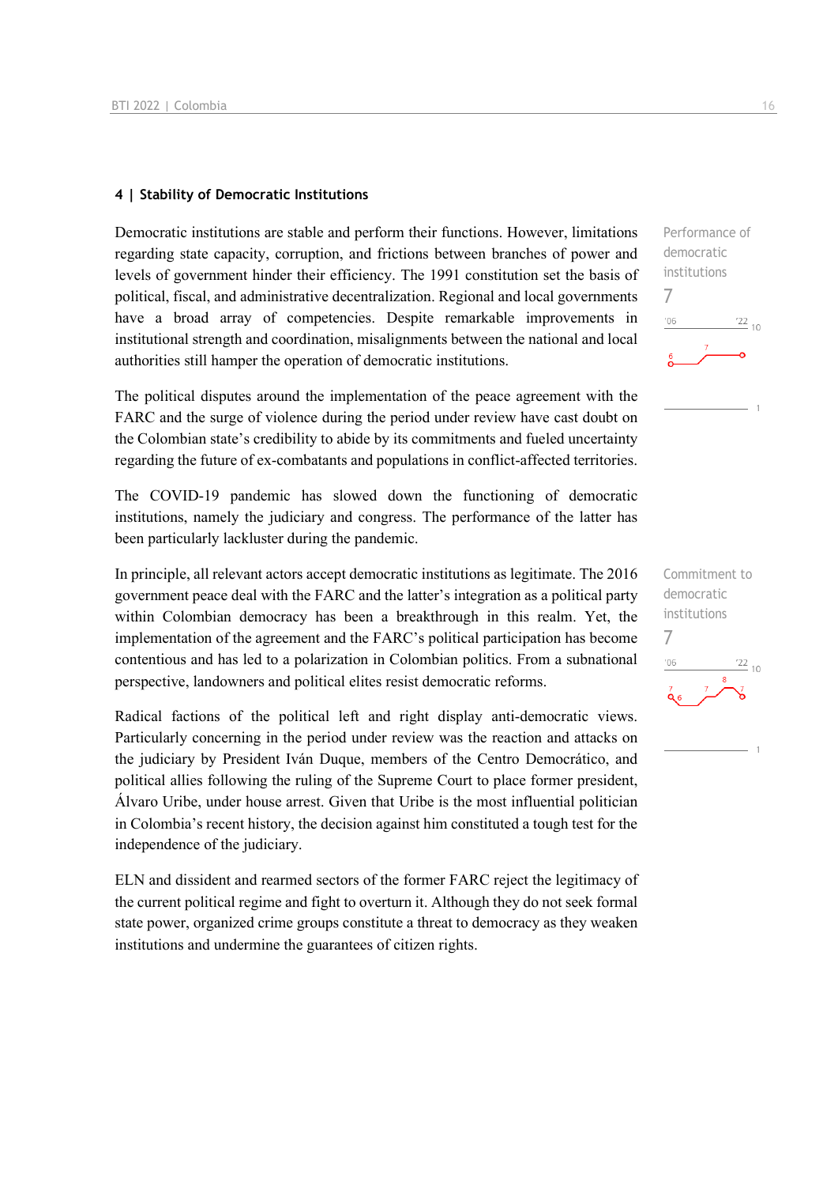## 4 | Stability of Democratic Institutions

Democratic institutions are stable and perform their functions. However, limitations regarding state capacity, corruption, and frictions between branches of power and levels of government hinder their efficiency. The 1991 constitution set the basis of political, fiscal, and administrative decentralization. Regional and local governments have a broad array of competencies. Despite remarkable improvements in institutional strength and coordination, misalignments between the national and local authorities still hamper the operation of democratic institutions.

Performance of democratic institutions
7

The political disputes around the implementation of the peace agreement with the FARC and the surge of violence during the period under review have cast doubt on the Colombian state's credibility to abide by its commitments and fueled uncertainty regarding the future of ex-combatants and populations in conflict-affected territories.

The COVID-19 pandemic has slowed down the functioning of democratic institutions, namely the judiciary and congress. The performance of the latter has been particularly lackluster during the pandemic.

In principle, all relevant actors accept democratic institutions as legitimate. The 2016 government peace deal with the FARC and the latter's integration as a political party within Colombian democracy has been a breakthrough in this realm. Yet, the implementation of the agreement and the FARC's political participation has become contentious and has led to a polarization in Colombian politics. From a subnational perspective, landowners and political elites resist democratic reforms.

Commitment to democratic institutions
7

Radical factions of the political left and right display anti-democratic views. Particularly concerning in the period under review was the reaction and attacks on the judiciary by President Iván Duque, members of the Centro Democrático, and political allies following the ruling of the Supreme Court to place former president, Álvaro Uribe, under house arrest. Given that Uribe is the most influential politician in Colombia's recent history, the decision against him constituted a tough test for the independence of the judiciary.

ELN and dissident and rearmed sectors of the former FARC reject the legitimacy of the current political regime and fight to overturn it. Although they do not seek formal state power, organized crime groups constitute a threat to democracy as they weaken institutions and undermine the guarantees of citizen rights.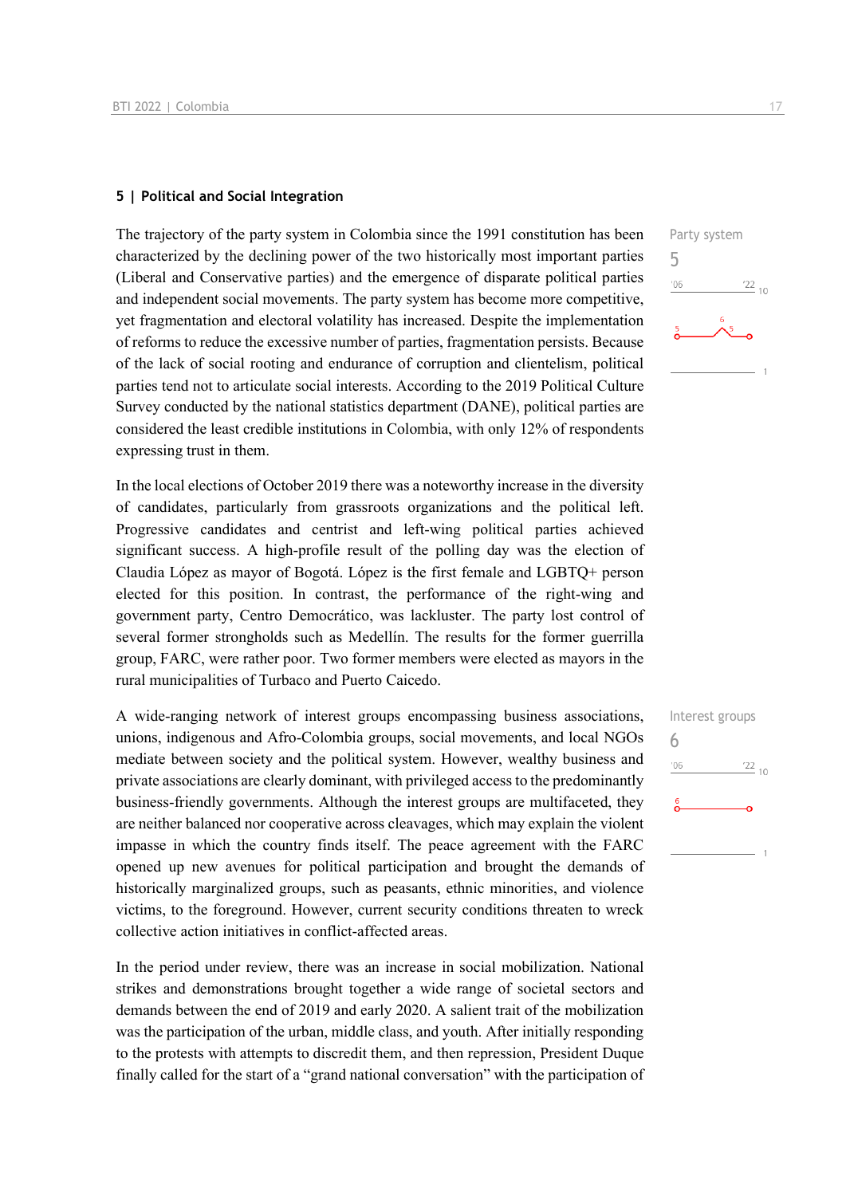## 5 | Political and Social Integration

Party system

5

The trajectory of the party system in Colombia since the 1991 constitution has been characterized by the declining power of the two historically most important parties (Liberal and Conservative parties) and the emergence of disparate political parties and independent social movements. The party system has become more competitive, yet fragmentation and electoral volatility has increased. Despite the implementation of reforms to reduce the excessive number of parties, fragmentation persists. Because of the lack of social rooting and endurance of corruption and clientelism, political parties tend not to articulate social interests. According to the 2019 Political Culture Survey conducted by the national statistics department (DANE), political parties are considered the least credible institutions in Colombia, with only 12% of respondents expressing trust in them.

In the local elections of October 2019 there was a noteworthy increase in the diversity of candidates, particularly from grassroots organizations and the political left. Progressive candidates and centrist and left-wing political parties achieved significant success. A high-profile result of the polling day was the election of Claudia López as mayor of Bogotá. López is the first female and LGBTQ+ person elected for this position. In contrast, the performance of the right-wing and government party, Centro Democrático, was lackluster. The party lost control of several former strongholds such as Medellín. The results for the former guerrilla group, FARC, were rather poor. Two former members were elected as mayors in the rural municipalities of Turbaco and Puerto Caicedo.

Interest groups

6

A wide-ranging network of interest groups encompassing business associations, unions, indigenous and Afro-Colombia groups, social movements, and local NGOs mediate between society and the political system. However, wealthy business and private associations are clearly dominant, with privileged access to the predominantly business-friendly governments. Although the interest groups are multifaceted, they are neither balanced nor cooperative across cleavages, which may explain the violent impasse in which the country finds itself. The peace agreement with the FARC opened up new avenues for political participation and brought the demands of historically marginalized groups, such as peasants, ethnic minorities, and violence victims, to the foreground. However, current security conditions threaten to wreck collective action initiatives in conflict-affected areas.

In the period under review, there was an increase in social mobilization. National strikes and demonstrations brought together a wide range of societal sectors and demands between the end of 2019 and early 2020. A salient trait of the mobilization was the participation of the urban, middle class, and youth. After initially responding to the protests with attempts to discredit them, and then repression, President Duque finally called for the start of a "grand national conversation" with the participation of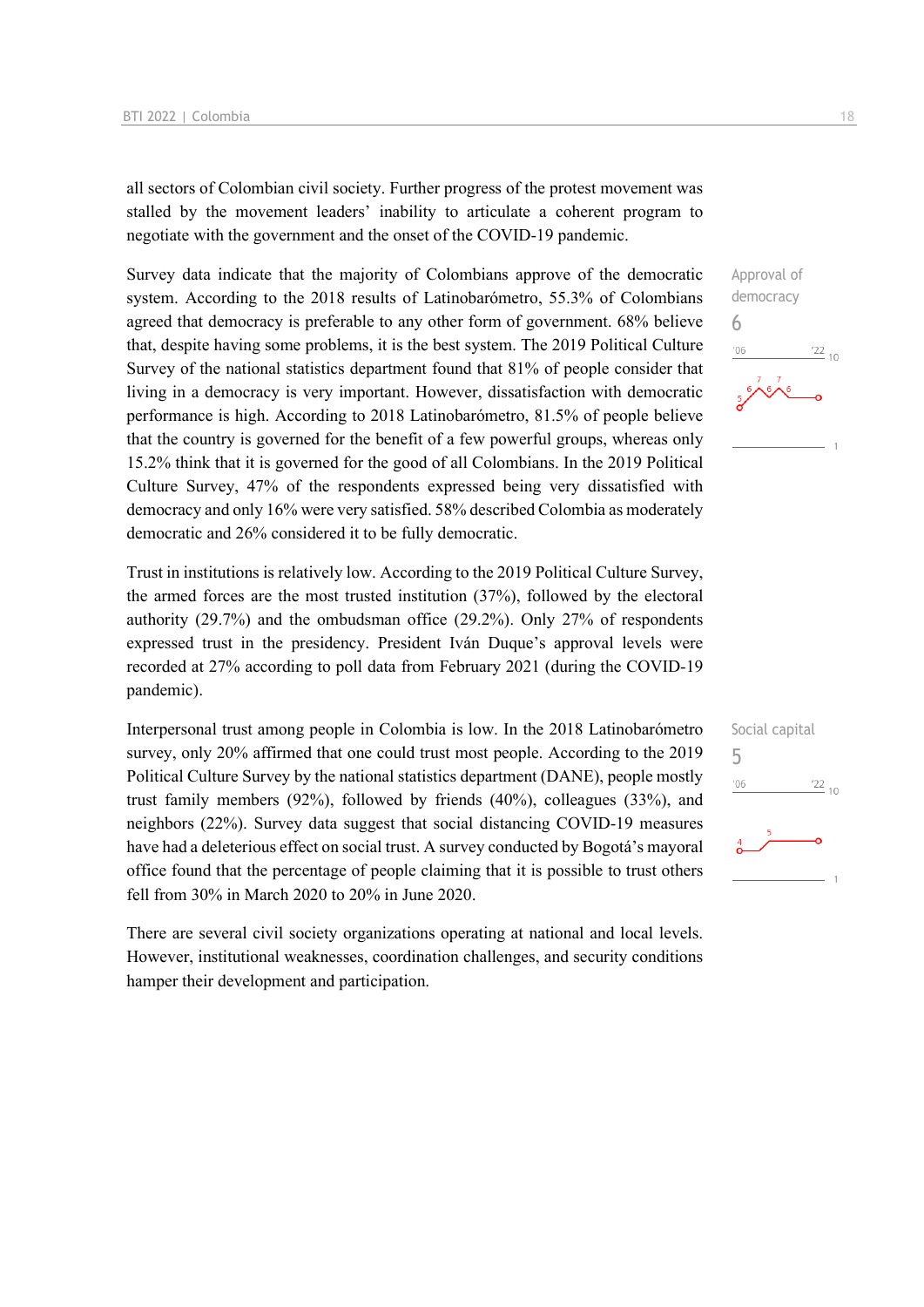all sectors of Colombian civil society. Further progress of the protest movement was stalled by the movement leaders' inability to articulate a coherent program to negotiate with the government and the onset of the COVID-19 pandemic.

Approval of democracy
6

Survey data indicate that the majority of Colombians approve of the democratic system. According to the 2018 results of Latinobarómetro, 55.3% of Colombians agreed that democracy is preferable to any other form of government. 68% believe that, despite having some problems, it is the best system. The 2019 Political Culture Survey of the national statistics department found that 81% of people consider that living in a democracy is very important. However, dissatisfaction with democratic performance is high. According to 2018 Latinobarómetro, 81.5% of people believe that the country is governed for the benefit of a few powerful groups, whereas only 15.2% think that it is governed for the good of all Colombians. In the 2019 Political Culture Survey, 47% of the respondents expressed being very dissatisfied with democracy and only 16% were very satisfied. 58% described Colombia as moderately democratic and 26% considered it to be fully democratic.

Trust in institutions is relatively low. According to the 2019 Political Culture Survey, the armed forces are the most trusted institution (37%), followed by the electoral authority (29.7%) and the ombudsman office (29.2%). Only 27% of respondents expressed trust in the presidency. President Iván Duque's approval levels were recorded at 27% according to poll data from February 2021 (during the COVID-19 pandemic).

Social capital
5

Interpersonal trust among people in Colombia is low. In the 2018 Latinobarómetro survey, only 20% affirmed that one could trust most people. According to the 2019 Political Culture Survey by the national statistics department (DANE), people mostly trust family members (92%), followed by friends (40%), colleagues (33%), and neighbors (22%). Survey data suggest that social distancing COVID-19 measures have had a deleterious effect on social trust. A survey conducted by Bogotá's mayoral office found that the percentage of people claiming that it is possible to trust others fell from 30% in March 2020 to 20% in June 2020.

There are several civil society organizations operating at national and local levels. However, institutional weaknesses, coordination challenges, and security conditions hamper their development and participation.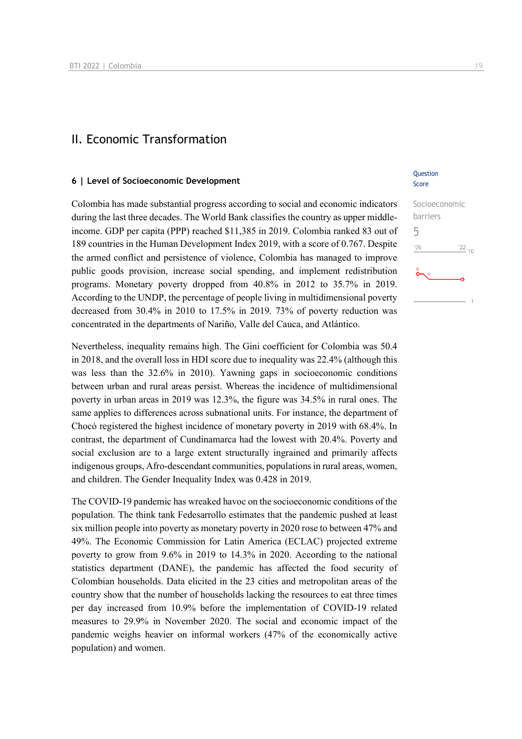# II. Economic Transformation

## 6 | Level of Socioeconomic Development

Question Score

Socioeconomic barriers

5

Colombia has made substantial progress according to social and economic indicators during the last three decades. The World Bank classifies the country as upper middle-income. GDP per capita (PPP) reached $11,385 in 2019. Colombia ranked 83 out of 189 countries in the Human Development Index 2019, with a score of 0.767. Despite the armed conflict and persistence of violence, Colombia has managed to improve public goods provision, increase social spending, and implement redistribution programs. Monetary poverty dropped from 40.8% in 2012 to 35.7% in 2019. According to the UNDP, the percentage of people living in multidimensional poverty decreased from 30.4% in 2010 to 17.5% in 2019. 73% of poverty reduction was concentrated in the departments of Nariño, Valle del Cauca, and Atlántico.

Nevertheless, inequality remains high. The Gini coefficient for Colombia was 50.4 in 2018, and the overall loss in HDI score due to inequality was 22.4% (although this was less than the 32.6% in 2010). Yawning gaps in socioeconomic conditions between urban and rural areas persist. Whereas the incidence of multidimensional poverty in urban areas in 2019 was 12.3%, the figure was 34.5% in rural ones. The same applies to differences across subnational units. For instance, the department of Chocó registered the highest incidence of monetary poverty in 2019 with 68.4%. In contrast, the department of Cundinamarca had the lowest with 20.4%. Poverty and social exclusion are to a large extent structurally ingrained and primarily affects indigenous groups, Afro-descendant communities, populations in rural areas, women, and children. The Gender Inequality Index was 0.428 in 2019.

The COVID-19 pandemic has wreaked havoc on the socioeconomic conditions of the population. The think tank Fedesarrollo estimates that the pandemic pushed at least six million people into poverty as monetary poverty in 2020 rose to between 47% and 49%. The Economic Commission for Latin America (ECLAC) projected extreme poverty to grow from 9.6% in 2019 to 14.3% in 2020. According to the national statistics department (DANE), the pandemic has affected the food security of Colombian households. Data elicited in the 23 cities and metropolitan areas of the country show that the number of households lacking the resources to eat three times per day increased from 10.9% before the implementation of COVID-19 related measures to 29.9% in November 2020. The social and economic impact of the pandemic weighs heavier on informal workers (47% of the economically active population) and women.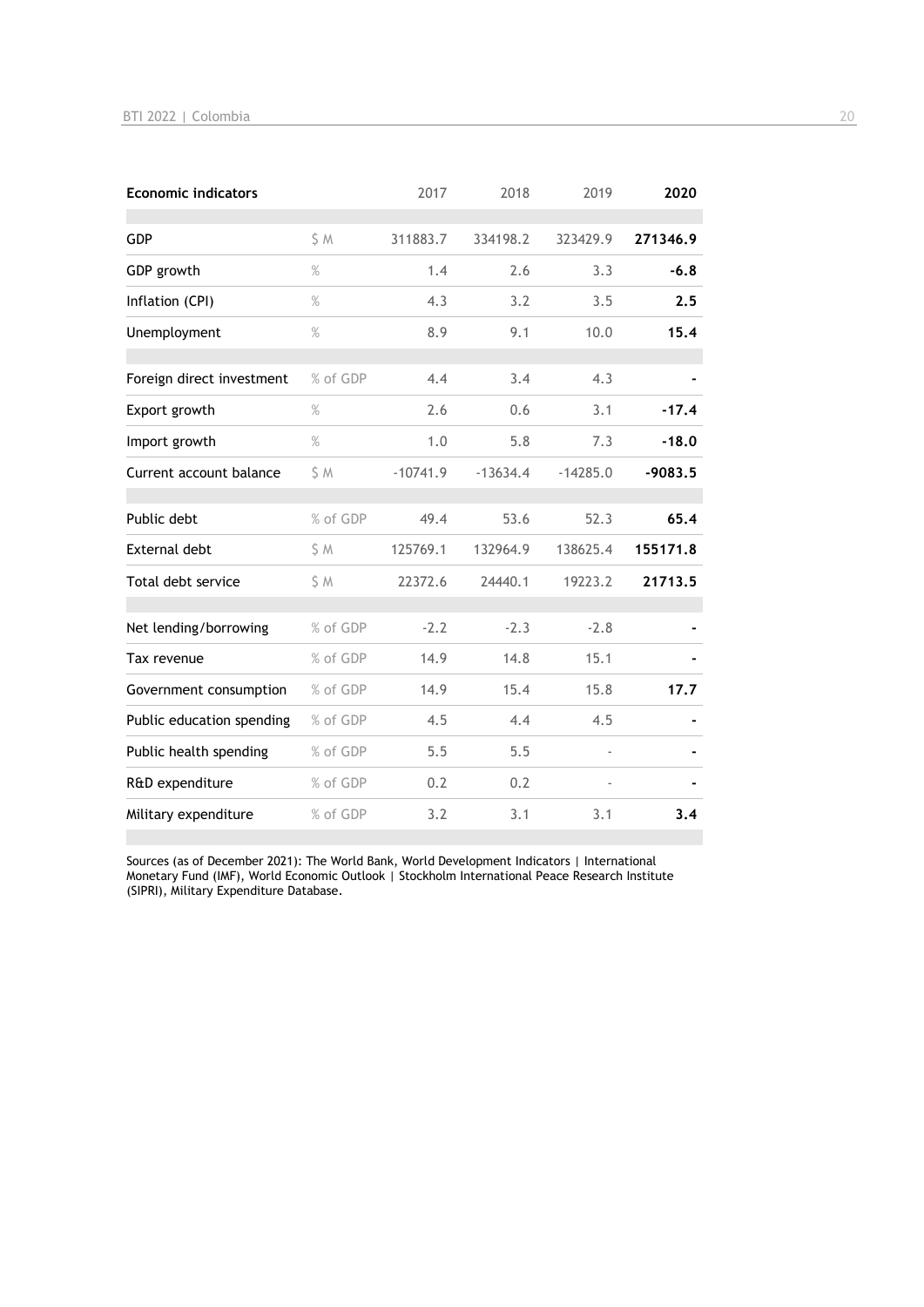| Economic indicators | | 2017 | 2018 | 2019 | **2020** |
|---|---|---|---|---|---|
| GDP | $ M | 311883.7 | 334198.2 | 323429.9 | **271346.9** |
| GDP growth | % | 1.4 | 2.6 | 3.3 | **-6.8** |
| Inflation (CPI) | % | 4.3 | 3.2 | 3.5 | **2.5** |
| Unemployment | % | 8.9 | 9.1 | 10.0 | **15.4** |
| Foreign direct investment | % of GDP | 4.4 | 3.4 | 4.3 | **-** |
| Export growth | % | 2.6 | 0.6 | 3.1 | **-17.4** |
| Import growth | % | 1.0 | 5.8 | 7.3 | **-18.0** |
| Current account balance | $ M | -10741.9 | -13634.4 | -14285.0 | **-9083.5** |
| Public debt | % of GDP | 49.4 | 53.6 | 52.3 | **65.4** |
| External debt | $ M | 125769.1 | 132964.9 | 138625.4 | **155171.8** |
| Total debt service | $ M | 22372.6 | 24440.1 | 19223.2 | **21713.5** |
| Net lending/borrowing | % of GDP | -2.2 | -2.3 | -2.8 | **-** |
| Tax revenue | % of GDP | 14.9 | 14.8 | 15.1 | **-** |
| Government consumption | % of GDP | 14.9 | 15.4 | 15.8 | **17.7** |
| Public education spending | % of GDP | 4.5 | 4.4 | 4.5 | **-** |
| Public health spending | % of GDP | 5.5 | 5.5 | - | **-** |
| R&D expenditure | % of GDP | 0.2 | 0.2 | - | **-** |
| Military expenditure | % of GDP | 3.2 | 3.1 | 3.1 | **3.4** |

Sources (as of December 2021): The World Bank, World Development Indicators | International Monetary Fund (IMF), World Economic Outlook | Stockholm International Peace Research Institute (SIPRI), Military Expenditure Database.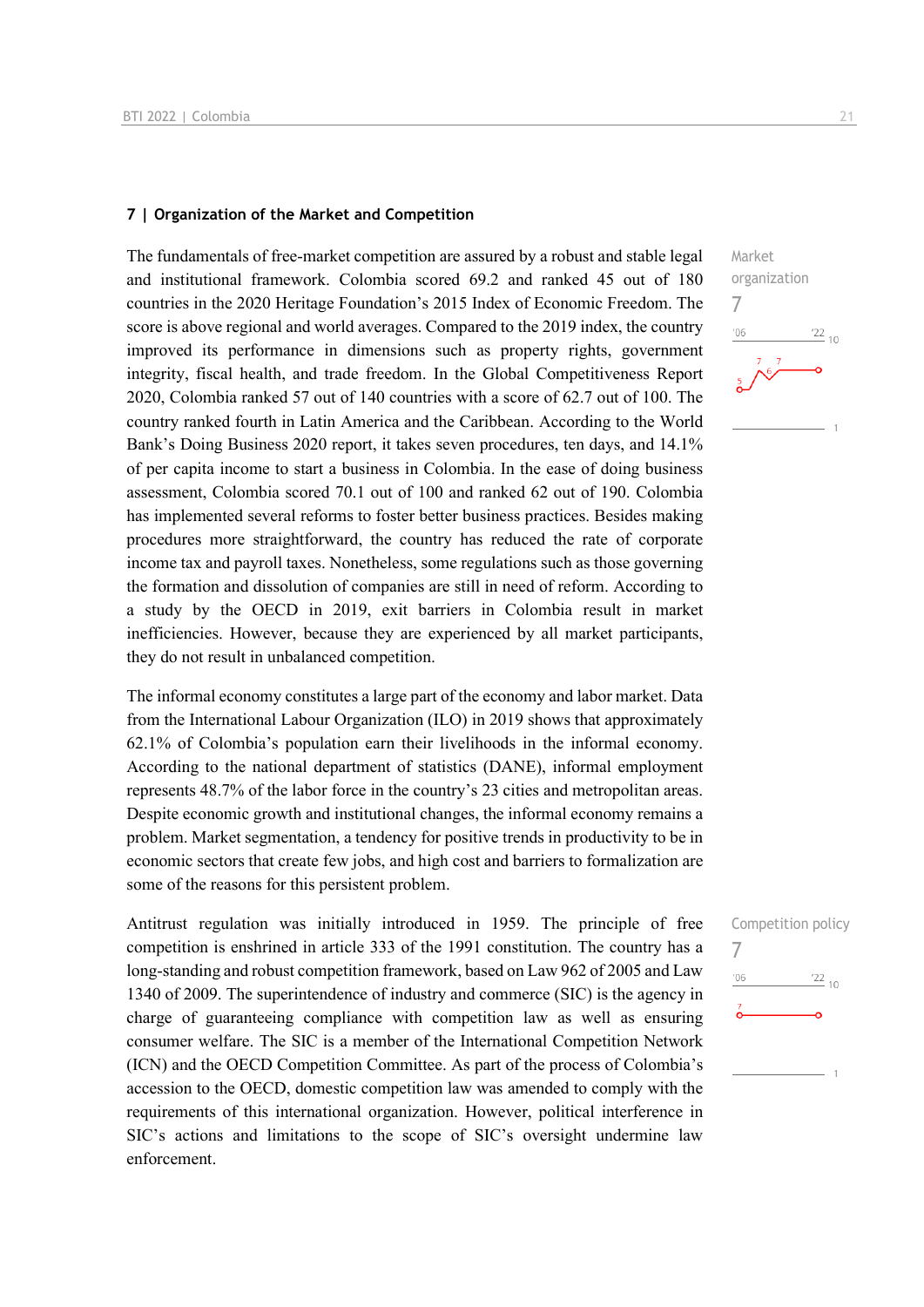### 7 | Organization of the Market and Competition

Market organization
7

The fundamentals of free-market competition are assured by a robust and stable legal and institutional framework. Colombia scored 69.2 and ranked 45 out of 180 countries in the 2020 Heritage Foundation's 2015 Index of Economic Freedom. The score is above regional and world averages. Compared to the 2019 index, the country improved its performance in dimensions such as property rights, government integrity, fiscal health, and trade freedom. In the Global Competitiveness Report 2020, Colombia ranked 57 out of 140 countries with a score of 62.7 out of 100. The country ranked fourth in Latin America and the Caribbean. According to the World Bank's Doing Business 2020 report, it takes seven procedures, ten days, and 14.1% of per capita income to start a business in Colombia. In the ease of doing business assessment, Colombia scored 70.1 out of 100 and ranked 62 out of 190. Colombia has implemented several reforms to foster better business practices. Besides making procedures more straightforward, the country has reduced the rate of corporate income tax and payroll taxes. Nonetheless, some regulations such as those governing the formation and dissolution of companies are still in need of reform. According to a study by the OECD in 2019, exit barriers in Colombia result in market inefficiencies. However, because they are experienced by all market participants, they do not result in unbalanced competition.

The informal economy constitutes a large part of the economy and labor market. Data from the International Labour Organization (ILO) in 2019 shows that approximately 62.1% of Colombia's population earn their livelihoods in the informal economy. According to the national department of statistics (DANE), informal employment represents 48.7% of the labor force in the country's 23 cities and metropolitan areas. Despite economic growth and institutional changes, the informal economy remains a problem. Market segmentation, a tendency for positive trends in productivity to be in economic sectors that create few jobs, and high cost and barriers to formalization are some of the reasons for this persistent problem.

Competition policy
7

Antitrust regulation was initially introduced in 1959. The principle of free competition is enshrined in article 333 of the 1991 constitution. The country has a long-standing and robust competition framework, based on Law 962 of 2005 and Law 1340 of 2009. The superintendence of industry and commerce (SIC) is the agency in charge of guaranteeing compliance with competition law as well as ensuring consumer welfare. The SIC is a member of the International Competition Network (ICN) and the OECD Competition Committee. As part of the process of Colombia's accession to the OECD, domestic competition law was amended to comply with the requirements of this international organization. However, political interference in SIC's actions and limitations to the scope of SIC's oversight undermine law enforcement.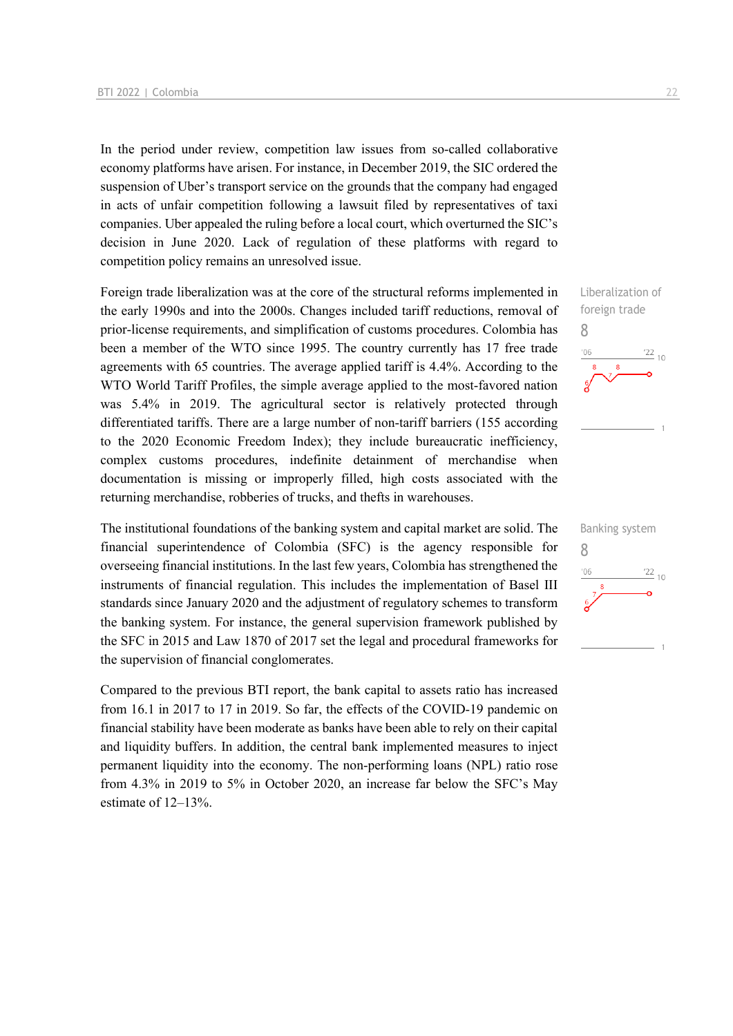In the period under review, competition law issues from so-called collaborative economy platforms have arisen. For instance, in December 2019, the SIC ordered the suspension of Uber's transport service on the grounds that the company had engaged in acts of unfair competition following a lawsuit filed by representatives of taxi companies. Uber appealed the ruling before a local court, which overturned the SIC's decision in June 2020. Lack of regulation of these platforms with regard to competition policy remains an unresolved issue.

Liberalization of foreign trade

8

Foreign trade liberalization was at the core of the structural reforms implemented in the early 1990s and into the 2000s. Changes included tariff reductions, removal of prior-license requirements, and simplification of customs procedures. Colombia has been a member of the WTO since 1995. The country currently has 17 free trade agreements with 65 countries. The average applied tariff is 4.4%. According to the WTO World Tariff Profiles, the simple average applied to the most-favored nation was 5.4% in 2019. The agricultural sector is relatively protected through differentiated tariffs. There are a large number of non-tariff barriers (155 according to the 2020 Economic Freedom Index); they include bureaucratic inefficiency, complex customs procedures, indefinite detainment of merchandise when documentation is missing or improperly filled, high costs associated with the returning merchandise, robberies of trucks, and thefts in warehouses.

Banking system

8

The institutional foundations of the banking system and capital market are solid. The financial superintendence of Colombia (SFC) is the agency responsible for overseeing financial institutions. In the last few years, Colombia has strengthened the instruments of financial regulation. This includes the implementation of Basel III standards since January 2020 and the adjustment of regulatory schemes to transform the banking system. For instance, the general supervision framework published by the SFC in 2015 and Law 1870 of 2017 set the legal and procedural frameworks for the supervision of financial conglomerates.

Compared to the previous BTI report, the bank capital to assets ratio has increased from 16.1 in 2017 to 17 in 2019. So far, the effects of the COVID-19 pandemic on financial stability have been moderate as banks have been able to rely on their capital and liquidity buffers. In addition, the central bank implemented measures to inject permanent liquidity into the economy. The non-performing loans (NPL) ratio rose from 4.3% in 2019 to 5% in October 2020, an increase far below the SFC's May estimate of 12–13%.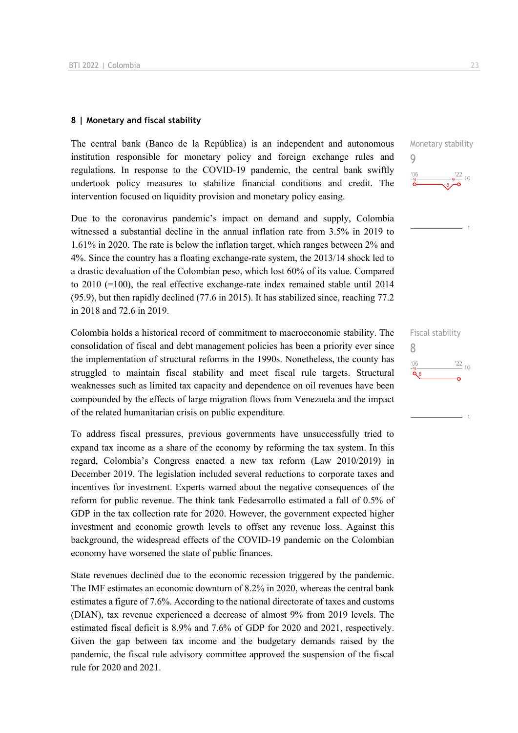## 8 | Monetary and fiscal stability

Monetary stability

9

The central bank (Banco de la República) is an independent and autonomous institution responsible for monetary policy and foreign exchange rules and regulations. In response to the COVID-19 pandemic, the central bank swiftly undertook policy measures to stabilize financial conditions and credit. The intervention focused on liquidity provision and monetary policy easing.

Due to the coronavirus pandemic's impact on demand and supply, Colombia witnessed a substantial decline in the annual inflation rate from 3.5% in 2019 to 1.61% in 2020. The rate is below the inflation target, which ranges between 2% and 4%. Since the country has a floating exchange-rate system, the 2013/14 shock led to a drastic devaluation of the Colombian peso, which lost 60% of its value. Compared to 2010 (=100), the real effective exchange-rate index remained stable until 2014 (95.9), but then rapidly declined (77.6 in 2015). It has stabilized since, reaching 77.2 in 2018 and 72.6 in 2019.

Fiscal stability

8

Colombia holds a historical record of commitment to macroeconomic stability. The consolidation of fiscal and debt management policies has been a priority ever since the implementation of structural reforms in the 1990s. Nonetheless, the county has struggled to maintain fiscal stability and meet fiscal rule targets. Structural weaknesses such as limited tax capacity and dependence on oil revenues have been compounded by the effects of large migration flows from Venezuela and the impact of the related humanitarian crisis on public expenditure.

To address fiscal pressures, previous governments have unsuccessfully tried to expand tax income as a share of the economy by reforming the tax system. In this regard, Colombia's Congress enacted a new tax reform (Law 2010/2019) in December 2019. The legislation included several reductions to corporate taxes and incentives for investment. Experts warned about the negative consequences of the reform for public revenue. The think tank Fedesarrollo estimated a fall of 0.5% of GDP in the tax collection rate for 2020. However, the government expected higher investment and economic growth levels to offset any revenue loss. Against this background, the widespread effects of the COVID-19 pandemic on the Colombian economy have worsened the state of public finances.

State revenues declined due to the economic recession triggered by the pandemic. The IMF estimates an economic downturn of 8.2% in 2020, whereas the central bank estimates a figure of 7.6%. According to the national directorate of taxes and customs (DIAN), tax revenue experienced a decrease of almost 9% from 2019 levels. The estimated fiscal deficit is 8.9% and 7.6% of GDP for 2020 and 2021, respectively. Given the gap between tax income and the budgetary demands raised by the pandemic, the fiscal rule advisory committee approved the suspension of the fiscal rule for 2020 and 2021.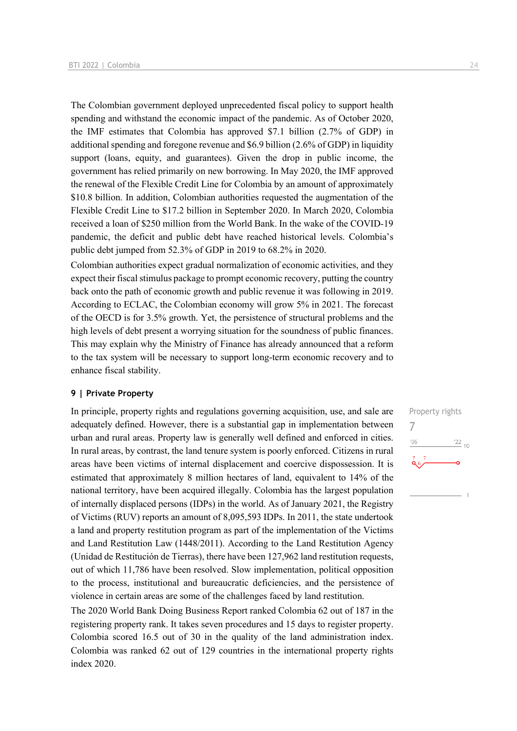The Colombian government deployed unprecedented fiscal policy to support health spending and withstand the economic impact of the pandemic. As of October 2020, the IMF estimates that Colombia has approved $7.1 billion (2.7% of GDP) in additional spending and foregone revenue and $6.9 billion (2.6% of GDP) in liquidity support (loans, equity, and guarantees). Given the drop in public income, the government has relied primarily on new borrowing. In May 2020, the IMF approved the renewal of the Flexible Credit Line for Colombia by an amount of approximately $10.8 billion. In addition, Colombian authorities requested the augmentation of the Flexible Credit Line to $17.2 billion in September 2020. In March 2020, Colombia received a loan of $250 million from the World Bank. In the wake of the COVID-19 pandemic, the deficit and public debt have reached historical levels. Colombia's public debt jumped from 52.3% of GDP in 2019 to 68.2% in 2020.

Colombian authorities expect gradual normalization of economic activities, and they expect their fiscal stimulus package to prompt economic recovery, putting the country back onto the path of economic growth and public revenue it was following in 2019. According to ECLAC, the Colombian economy will grow 5% in 2021. The forecast of the OECD is for 3.5% growth. Yet, the persistence of structural problems and the high levels of debt present a worrying situation for the soundness of public finances. This may explain why the Ministry of Finance has already announced that a reform to the tax system will be necessary to support long-term economic recovery and to enhance fiscal stability.

## 9 | Private Property

Property rights

7

In principle, property rights and regulations governing acquisition, use, and sale are adequately defined. However, there is a substantial gap in implementation between urban and rural areas. Property law is generally well defined and enforced in cities. In rural areas, by contrast, the land tenure system is poorly enforced. Citizens in rural areas have been victims of internal displacement and coercive dispossession. It is estimated that approximately 8 million hectares of land, equivalent to 14% of the national territory, have been acquired illegally. Colombia has the largest population of internally displaced persons (IDPs) in the world. As of January 2021, the Registry of Victims (RUV) reports an amount of 8,095,593 IDPs. In 2011, the state undertook a land and property restitution program as part of the implementation of the Victims and Land Restitution Law (1448/2011). According to the Land Restitution Agency (Unidad de Restitución de Tierras), there have been 127,962 land restitution requests, out of which 11,786 have been resolved. Slow implementation, political opposition to the process, institutional and bureaucratic deficiencies, and the persistence of violence in certain areas are some of the challenges faced by land restitution.

The 2020 World Bank Doing Business Report ranked Colombia 62 out of 187 in the registering property rank. It takes seven procedures and 15 days to register property. Colombia scored 16.5 out of 30 in the quality of the land administration index. Colombia was ranked 62 out of 129 countries in the international property rights index 2020.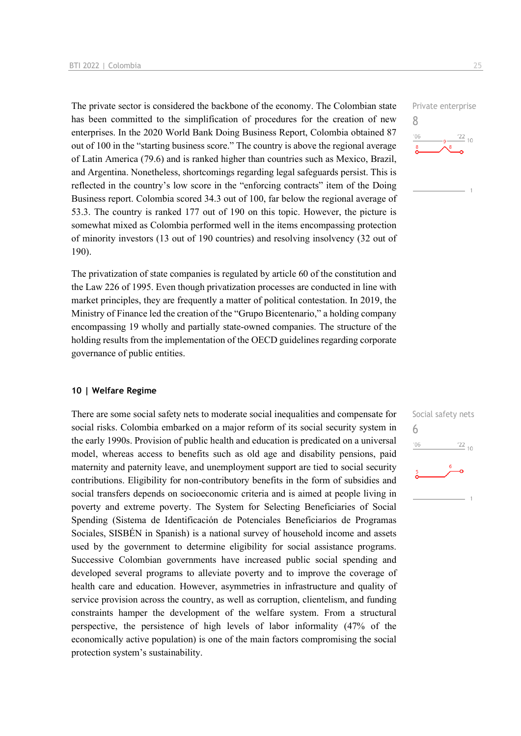The private sector is considered the backbone of the economy. The Colombian state has been committed to the simplification of procedures for the creation of new enterprises. In the 2020 World Bank Doing Business Report, Colombia obtained 87 out of 100 in the "starting business score." The country is above the regional average of Latin America (79.6) and is ranked higher than countries such as Mexico, Brazil, and Argentina. Nonetheless, shortcomings regarding legal safeguards persist. This is reflected in the country's low score in the "enforcing contracts" item of the Doing Business report. Colombia scored 34.3 out of 100, far below the regional average of 53.3. The country is ranked 177 out of 190 on this topic. However, the picture is somewhat mixed as Colombia performed well in the items encompassing protection of minority investors (13 out of 190 countries) and resolving insolvency (32 out of 190).

Private enterprise
8

The privatization of state companies is regulated by article 60 of the constitution and the Law 226 of 1995. Even though privatization processes are conducted in line with market principles, they are frequently a matter of political contestation. In 2019, the Ministry of Finance led the creation of the "Grupo Bicentenario," a holding company encompassing 19 wholly and partially state-owned companies. The structure of the holding results from the implementation of the OECD guidelines regarding corporate governance of public entities.

## 10 | Welfare Regime

There are some social safety nets to moderate social inequalities and compensate for social risks. Colombia embarked on a major reform of its social security system in the early 1990s. Provision of public health and education is predicated on a universal model, whereas access to benefits such as old age and disability pensions, paid maternity and paternity leave, and unemployment support are tied to social security contributions. Eligibility for non-contributory benefits in the form of subsidies and social transfers depends on socioeconomic criteria and is aimed at people living in poverty and extreme poverty. The System for Selecting Beneficiaries of Social Spending (Sistema de Identificación de Potenciales Beneficiarios de Programas Sociales, SISBÉN in Spanish) is a national survey of household income and assets used by the government to determine eligibility for social assistance programs. Successive Colombian governments have increased public social spending and developed several programs to alleviate poverty and to improve the coverage of health care and education. However, asymmetries in infrastructure and quality of service provision across the country, as well as corruption, clientelism, and funding constraints hamper the development of the welfare system. From a structural perspective, the persistence of high levels of labor informality (47% of the economically active population) is one of the main factors compromising the social protection system's sustainability.

Social safety nets
6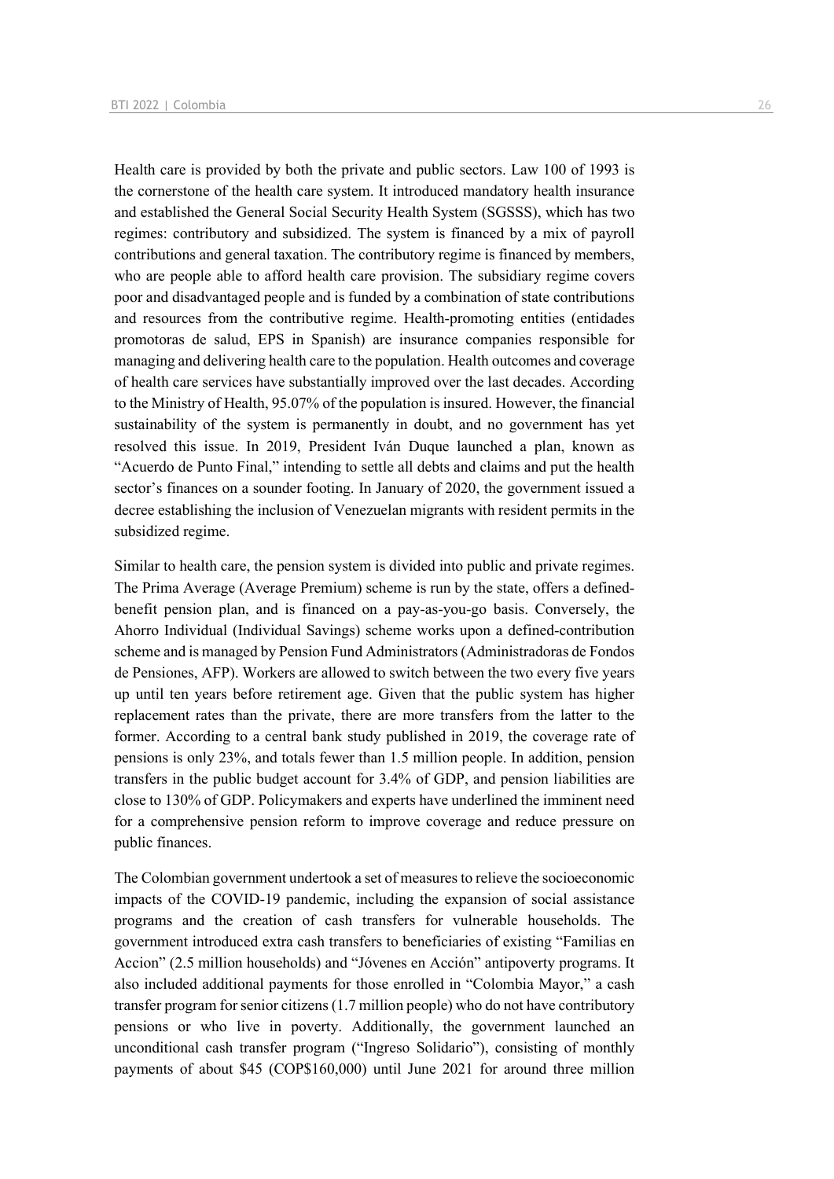Health care is provided by both the private and public sectors. Law 100 of 1993 is the cornerstone of the health care system. It introduced mandatory health insurance and established the General Social Security Health System (SGSSS), which has two regimes: contributory and subsidized. The system is financed by a mix of payroll contributions and general taxation. The contributory regime is financed by members, who are people able to afford health care provision. The subsidiary regime covers poor and disadvantaged people and is funded by a combination of state contributions and resources from the contributive regime. Health-promoting entities (entidades promotoras de salud, EPS in Spanish) are insurance companies responsible for managing and delivering health care to the population. Health outcomes and coverage of health care services have substantially improved over the last decades. According to the Ministry of Health, 95.07% of the population is insured. However, the financial sustainability of the system is permanently in doubt, and no government has yet resolved this issue. In 2019, President Iván Duque launched a plan, known as "Acuerdo de Punto Final," intending to settle all debts and claims and put the health sector's finances on a sounder footing. In January of 2020, the government issued a decree establishing the inclusion of Venezuelan migrants with resident permits in the subsidized regime.

Similar to health care, the pension system is divided into public and private regimes. The Prima Average (Average Premium) scheme is run by the state, offers a defined-benefit pension plan, and is financed on a pay-as-you-go basis. Conversely, the Ahorro Individual (Individual Savings) scheme works upon a defined-contribution scheme and is managed by Pension Fund Administrators (Administradoras de Fondos de Pensiones, AFP). Workers are allowed to switch between the two every five years up until ten years before retirement age. Given that the public system has higher replacement rates than the private, there are more transfers from the latter to the former. According to a central bank study published in 2019, the coverage rate of pensions is only 23%, and totals fewer than 1.5 million people. In addition, pension transfers in the public budget account for 3.4% of GDP, and pension liabilities are close to 130% of GDP. Policymakers and experts have underlined the imminent need for a comprehensive pension reform to improve coverage and reduce pressure on public finances.

The Colombian government undertook a set of measures to relieve the socioeconomic impacts of the COVID-19 pandemic, including the expansion of social assistance programs and the creation of cash transfers for vulnerable households. The government introduced extra cash transfers to beneficiaries of existing "Familias en Accion" (2.5 million households) and "Jóvenes en Acción" antipoverty programs. It also included additional payments for those enrolled in "Colombia Mayor," a cash transfer program for senior citizens (1.7 million people) who do not have contributory pensions or who live in poverty. Additionally, the government launched an unconditional cash transfer program ("Ingreso Solidario"), consisting of monthly payments of about $45 (COP$160,000) until June 2021 for around three million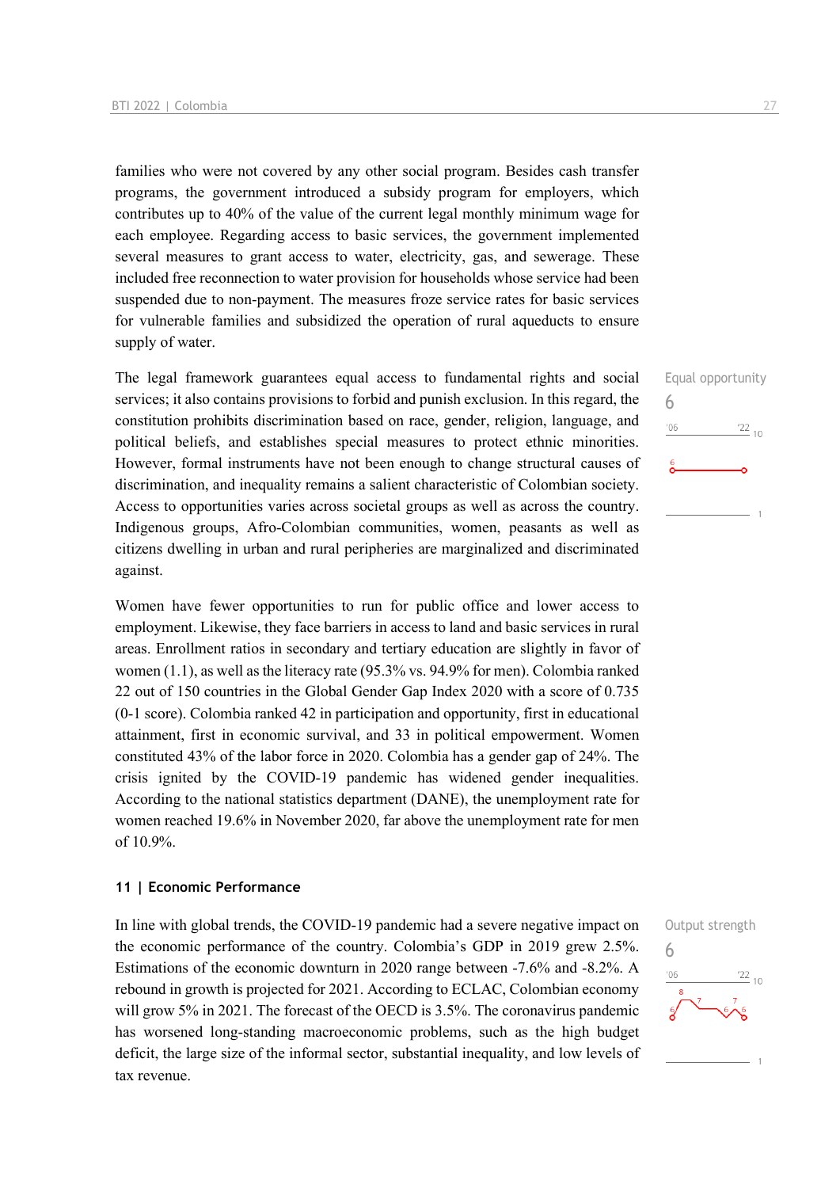families who were not covered by any other social program. Besides cash transfer programs, the government introduced a subsidy program for employers, which contributes up to 40% of the value of the current legal monthly minimum wage for each employee. Regarding access to basic services, the government implemented several measures to grant access to water, electricity, gas, and sewerage. These included free reconnection to water provision for households whose service had been suspended due to non-payment. The measures froze service rates for basic services for vulnerable families and subsidized the operation of rural aqueducts to ensure supply of water.

Equal opportunity

6

The legal framework guarantees equal access to fundamental rights and social services; it also contains provisions to forbid and punish exclusion. In this regard, the constitution prohibits discrimination based on race, gender, religion, language, and political beliefs, and establishes special measures to protect ethnic minorities. However, formal instruments have not been enough to change structural causes of discrimination, and inequality remains a salient characteristic of Colombian society. Access to opportunities varies across societal groups as well as across the country. Indigenous groups, Afro-Colombian communities, women, peasants as well as citizens dwelling in urban and rural peripheries are marginalized and discriminated against.

Women have fewer opportunities to run for public office and lower access to employment. Likewise, they face barriers in access to land and basic services in rural areas. Enrollment ratios in secondary and tertiary education are slightly in favor of women (1.1), as well as the literacy rate (95.3% vs. 94.9% for men). Colombia ranked 22 out of 150 countries in the Global Gender Gap Index 2020 with a score of 0.735 (0-1 score). Colombia ranked 42 in participation and opportunity, first in educational attainment, first in economic survival, and 33 in political empowerment. Women constituted 43% of the labor force in 2020. Colombia has a gender gap of 24%. The crisis ignited by the COVID-19 pandemic has widened gender inequalities. According to the national statistics department (DANE), the unemployment rate for women reached 19.6% in November 2020, far above the unemployment rate for men of 10.9%.

## 11 | Economic Performance

Output strength

6

In line with global trends, the COVID-19 pandemic had a severe negative impact on the economic performance of the country. Colombia's GDP in 2019 grew 2.5%. Estimations of the economic downturn in 2020 range between -7.6% and -8.2%. A rebound in growth is projected for 2021. According to ECLAC, Colombian economy will grow 5% in 2021. The forecast of the OECD is 3.5%. The coronavirus pandemic has worsened long-standing macroeconomic problems, such as the high budget deficit, the large size of the informal sector, substantial inequality, and low levels of tax revenue.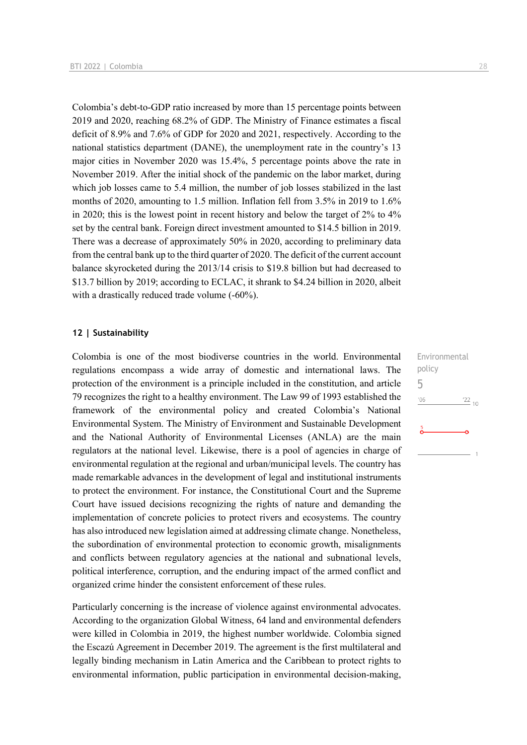Colombia's debt-to-GDP ratio increased by more than 15 percentage points between 2019 and 2020, reaching 68.2% of GDP. The Ministry of Finance estimates a fiscal deficit of 8.9% and 7.6% of GDP for 2020 and 2021, respectively. According to the national statistics department (DANE), the unemployment rate in the country's 13 major cities in November 2020 was 15.4%, 5 percentage points above the rate in November 2019. After the initial shock of the pandemic on the labor market, during which job losses came to 5.4 million, the number of job losses stabilized in the last months of 2020, amounting to 1.5 million. Inflation fell from 3.5% in 2019 to 1.6% in 2020; this is the lowest point in recent history and below the target of 2% to 4% set by the central bank. Foreign direct investment amounted to $14.5 billion in 2019. There was a decrease of approximately 50% in 2020, according to preliminary data from the central bank up to the third quarter of 2020. The deficit of the current account balance skyrocketed during the 2013/14 crisis to $19.8 billion but had decreased to $13.7 billion by 2019; according to ECLAC, it shrank to $4.24 billion in 2020, albeit with a drastically reduced trade volume (-60%).

## 12 | Sustainability

Environmental policy
5

Colombia is one of the most biodiverse countries in the world. Environmental regulations encompass a wide array of domestic and international laws. The protection of the environment is a principle included in the constitution, and article 79 recognizes the right to a healthy environment. The Law 99 of 1993 established the framework of the environmental policy and created Colombia's National Environmental System. The Ministry of Environment and Sustainable Development and the National Authority of Environmental Licenses (ANLA) are the main regulators at the national level. Likewise, there is a pool of agencies in charge of environmental regulation at the regional and urban/municipal levels. The country has made remarkable advances in the development of legal and institutional instruments to protect the environment. For instance, the Constitutional Court and the Supreme Court have issued decisions recognizing the rights of nature and demanding the implementation of concrete policies to protect rivers and ecosystems. The country has also introduced new legislation aimed at addressing climate change. Nonetheless, the subordination of environmental protection to economic growth, misalignments and conflicts between regulatory agencies at the national and subnational levels, political interference, corruption, and the enduring impact of the armed conflict and organized crime hinder the consistent enforcement of these rules.

Particularly concerning is the increase of violence against environmental advocates. According to the organization Global Witness, 64 land and environmental defenders were killed in Colombia in 2019, the highest number worldwide. Colombia signed the Escazú Agreement in December 2019. The agreement is the first multilateral and legally binding mechanism in Latin America and the Caribbean to protect rights to environmental information, public participation in environmental decision-making,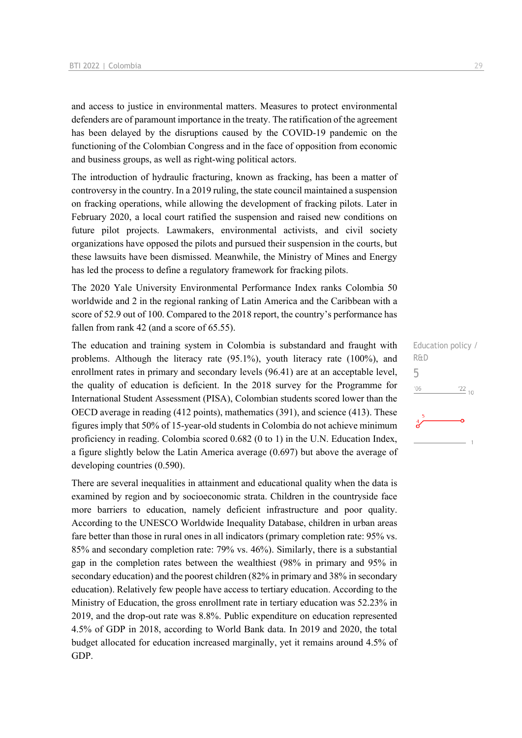and access to justice in environmental matters. Measures to protect environmental defenders are of paramount importance in the treaty. The ratification of the agreement has been delayed by the disruptions caused by the COVID-19 pandemic on the functioning of the Colombian Congress and in the face of opposition from economic and business groups, as well as right-wing political actors.

The introduction of hydraulic fracturing, known as fracking, has been a matter of controversy in the country. In a 2019 ruling, the state council maintained a suspension on fracking operations, while allowing the development of fracking pilots. Later in February 2020, a local court ratified the suspension and raised new conditions on future pilot projects. Lawmakers, environmental activists, and civil society organizations have opposed the pilots and pursued their suspension in the courts, but these lawsuits have been dismissed. Meanwhile, the Ministry of Mines and Energy has led the process to define a regulatory framework for fracking pilots.

The 2020 Yale University Environmental Performance Index ranks Colombia 50 worldwide and 2 in the regional ranking of Latin America and the Caribbean with a score of 52.9 out of 100. Compared to the 2018 report, the country's performance has fallen from rank 42 (and a score of 65.55).

Education policy / R&D

5

The education and training system in Colombia is substandard and fraught with problems. Although the literacy rate (95.1%), youth literacy rate (100%), and enrollment rates in primary and secondary levels (96.41) are at an acceptable level, the quality of education is deficient. In the 2018 survey for the Programme for International Student Assessment (PISA), Colombian students scored lower than the OECD average in reading (412 points), mathematics (391), and science (413). These figures imply that 50% of 15-year-old students in Colombia do not achieve minimum proficiency in reading. Colombia scored 0.682 (0 to 1) in the U.N. Education Index, a figure slightly below the Latin America average (0.697) but above the average of developing countries (0.590).

There are several inequalities in attainment and educational quality when the data is examined by region and by socioeconomic strata. Children in the countryside face more barriers to education, namely deficient infrastructure and poor quality. According to the UNESCO Worldwide Inequality Database, children in urban areas fare better than those in rural ones in all indicators (primary completion rate: 95% vs. 85% and secondary completion rate: 79% vs. 46%). Similarly, there is a substantial gap in the completion rates between the wealthiest (98% in primary and 95% in secondary education) and the poorest children (82% in primary and 38% in secondary education). Relatively few people have access to tertiary education. According to the Ministry of Education, the gross enrollment rate in tertiary education was 52.23% in 2019, and the drop-out rate was 8.8%. Public expenditure on education represented 4.5% of GDP in 2018, according to World Bank data. In 2019 and 2020, the total budget allocated for education increased marginally, yet it remains around 4.5% of GDP.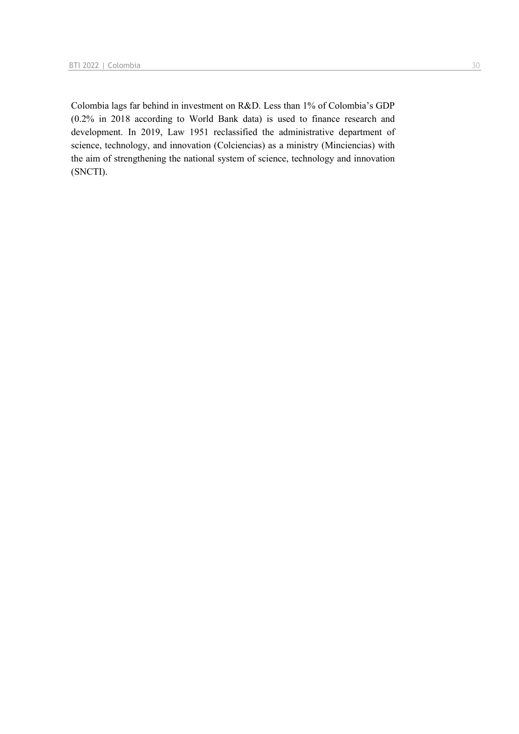Colombia lags far behind in investment on R&D. Less than 1% of Colombia's GDP (0.2% in 2018 according to World Bank data) is used to finance research and development. In 2019, Law 1951 reclassified the administrative department of science, technology, and innovation (Colciencias) as a ministry (Minciencias) with the aim of strengthening the national system of science, technology and innovation (SNCTI).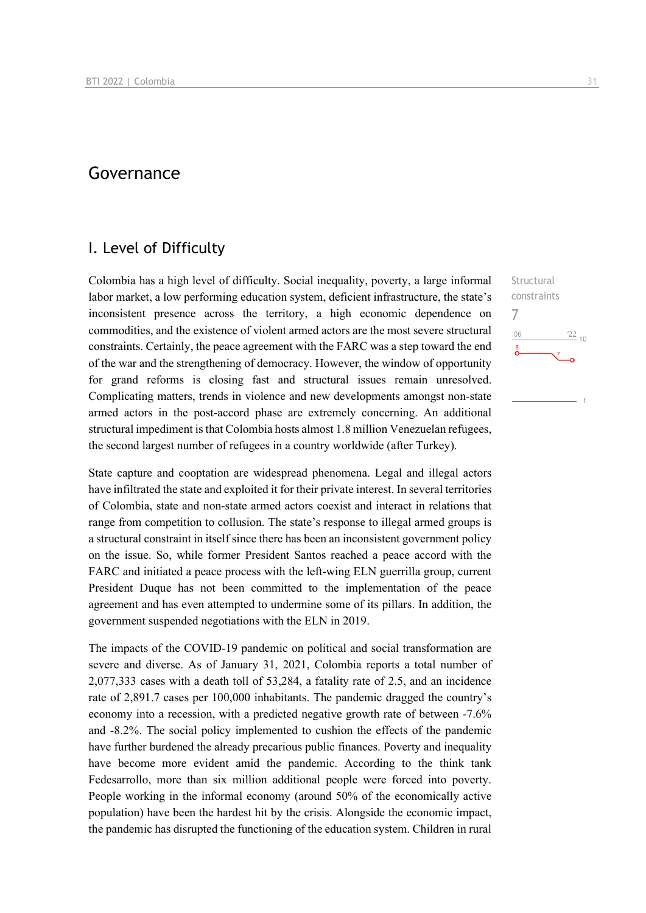# Governance

## I. Level of Difficulty

Structural constraints

7

Colombia has a high level of difficulty. Social inequality, poverty, a large informal labor market, a low performing education system, deficient infrastructure, the state's inconsistent presence across the territory, a high economic dependence on commodities, and the existence of violent armed actors are the most severe structural constraints. Certainly, the peace agreement with the FARC was a step toward the end of the war and the strengthening of democracy. However, the window of opportunity for grand reforms is closing fast and structural issues remain unresolved. Complicating matters, trends in violence and new developments amongst non-state armed actors in the post-accord phase are extremely concerning. An additional structural impediment is that Colombia hosts almost 1.8 million Venezuelan refugees, the second largest number of refugees in a country worldwide (after Turkey).

State capture and cooptation are widespread phenomena. Legal and illegal actors have infiltrated the state and exploited it for their private interest. In several territories of Colombia, state and non-state armed actors coexist and interact in relations that range from competition to collusion. The state's response to illegal armed groups is a structural constraint in itself since there has been an inconsistent government policy on the issue. So, while former President Santos reached a peace accord with the FARC and initiated a peace process with the left-wing ELN guerrilla group, current President Duque has not been committed to the implementation of the peace agreement and has even attempted to undermine some of its pillars. In addition, the government suspended negotiations with the ELN in 2019.

The impacts of the COVID-19 pandemic on political and social transformation are severe and diverse. As of January 31, 2021, Colombia reports a total number of 2,077,333 cases with a death toll of 53,284, a fatality rate of 2.5, and an incidence rate of 2,891.7 cases per 100,000 inhabitants. The pandemic dragged the country's economy into a recession, with a predicted negative growth rate of between -7.6% and -8.2%. The social policy implemented to cushion the effects of the pandemic have further burdened the already precarious public finances. Poverty and inequality have become more evident amid the pandemic. According to the think tank Fedesarrollo, more than six million additional people were forced into poverty. People working in the informal economy (around 50% of the economically active population) have been the hardest hit by the crisis. Alongside the economic impact, the pandemic has disrupted the functioning of the education system. Children in rural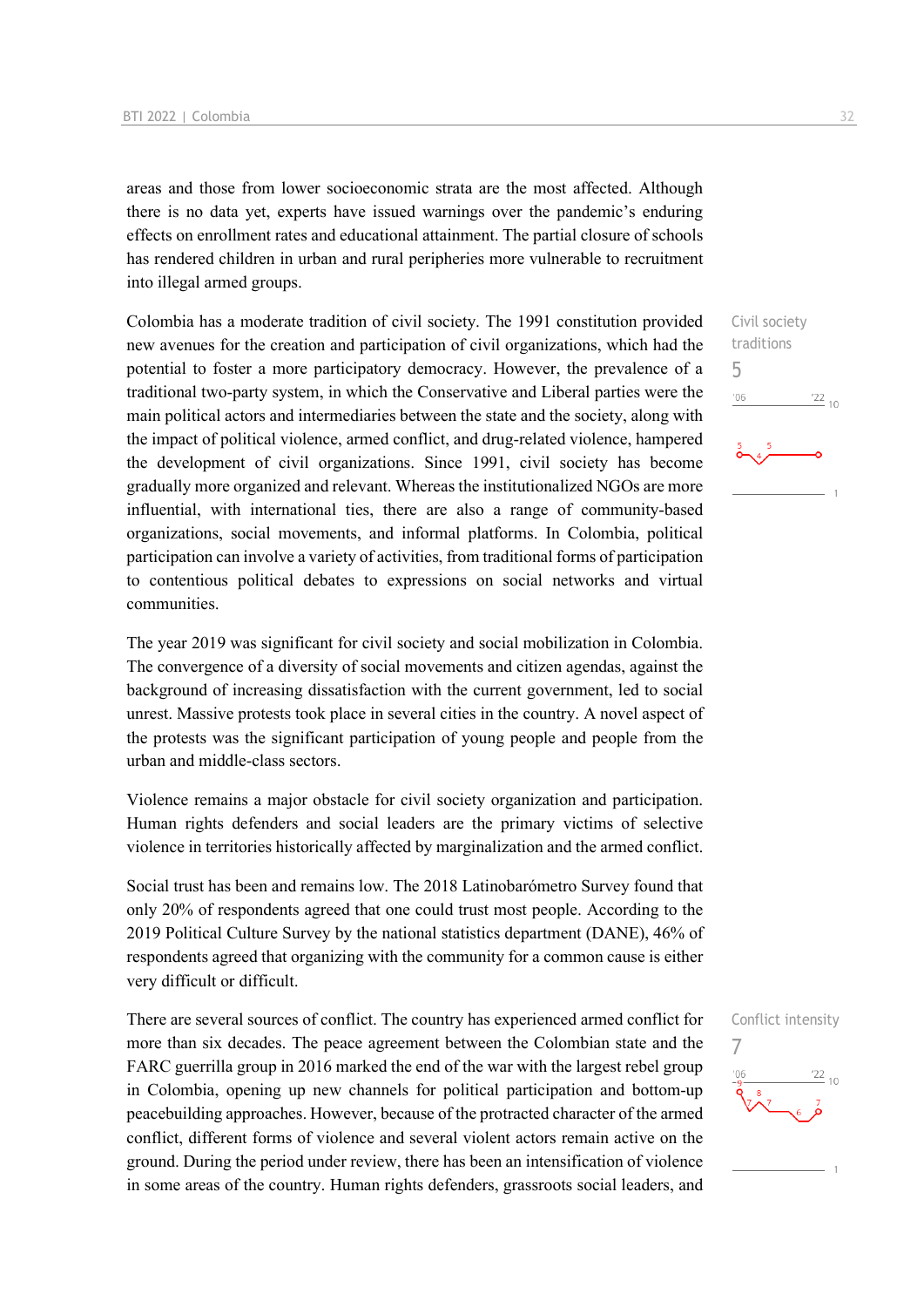areas and those from lower socioeconomic strata are the most affected. Although there is no data yet, experts have issued warnings over the pandemic's enduring effects on enrollment rates and educational attainment. The partial closure of schools has rendered children in urban and rural peripheries more vulnerable to recruitment into illegal armed groups.

Civil society traditions
5

Colombia has a moderate tradition of civil society. The 1991 constitution provided new avenues for the creation and participation of civil organizations, which had the potential to foster a more participatory democracy. However, the prevalence of a traditional two-party system, in which the Conservative and Liberal parties were the main political actors and intermediaries between the state and the society, along with the impact of political violence, armed conflict, and drug-related violence, hampered the development of civil organizations. Since 1991, civil society has become gradually more organized and relevant. Whereas the institutionalized NGOs are more influential, with international ties, there are also a range of community-based organizations, social movements, and informal platforms. In Colombia, political participation can involve a variety of activities, from traditional forms of participation to contentious political debates to expressions on social networks and virtual communities.

The year 2019 was significant for civil society and social mobilization in Colombia. The convergence of a diversity of social movements and citizen agendas, against the background of increasing dissatisfaction with the current government, led to social unrest. Massive protests took place in several cities in the country. A novel aspect of the protests was the significant participation of young people and people from the urban and middle-class sectors.

Violence remains a major obstacle for civil society organization and participation. Human rights defenders and social leaders are the primary victims of selective violence in territories historically affected by marginalization and the armed conflict.

Social trust has been and remains low. The 2018 Latinobarómetro Survey found that only 20% of respondents agreed that one could trust most people. According to the 2019 Political Culture Survey by the national statistics department (DANE), 46% of respondents agreed that organizing with the community for a common cause is either very difficult or difficult.

Conflict intensity
7

There are several sources of conflict. The country has experienced armed conflict for more than six decades. The peace agreement between the Colombian state and the FARC guerrilla group in 2016 marked the end of the war with the largest rebel group in Colombia, opening up new channels for political participation and bottom-up peacebuilding approaches. However, because of the protracted character of the armed conflict, different forms of violence and several violent actors remain active on the ground. During the period under review, there has been an intensification of violence in some areas of the country. Human rights defenders, grassroots social leaders, and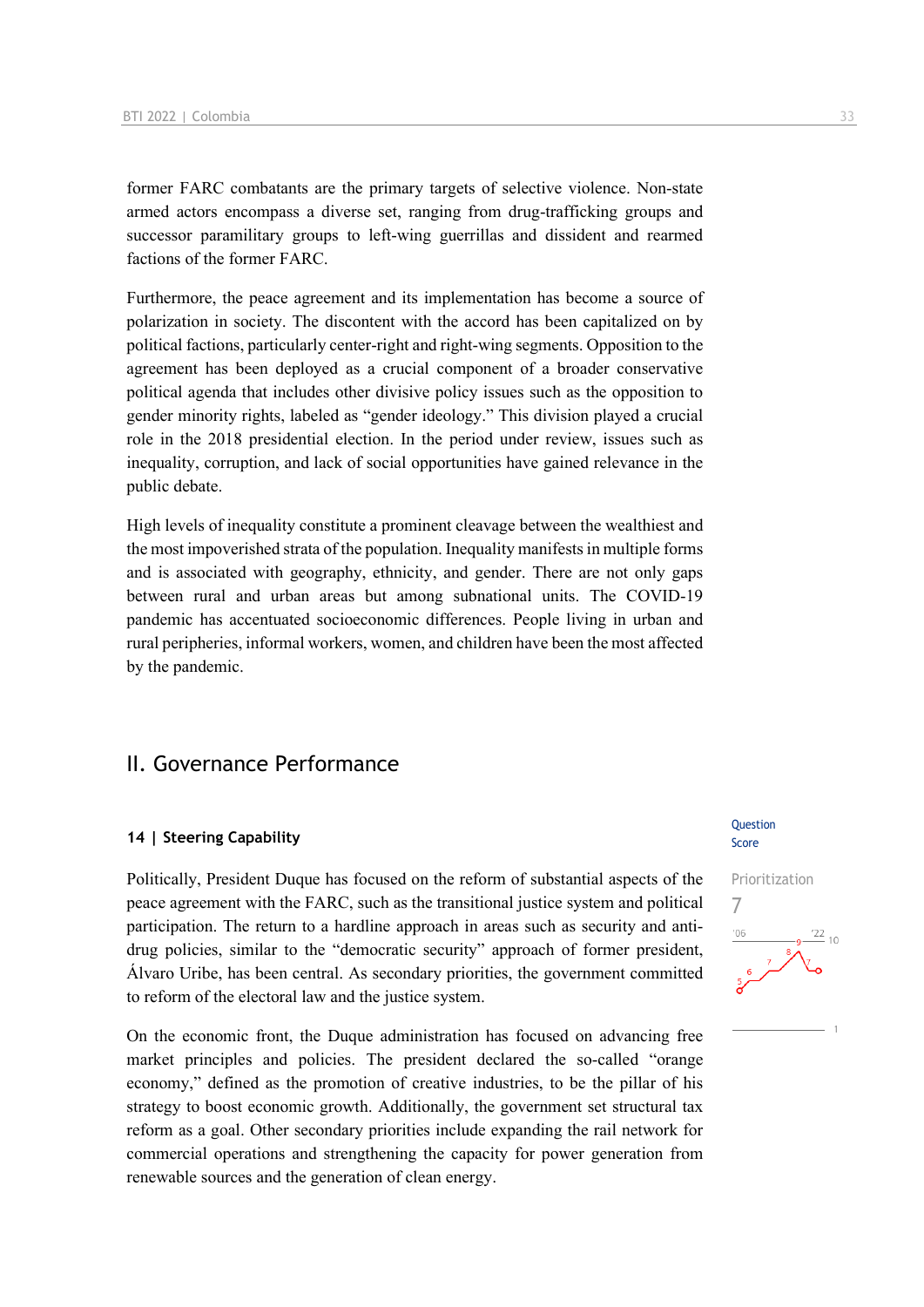former FARC combatants are the primary targets of selective violence. Non-state armed actors encompass a diverse set, ranging from drug-trafficking groups and successor paramilitary groups to left-wing guerrillas and dissident and rearmed factions of the former FARC.

Furthermore, the peace agreement and its implementation has become a source of polarization in society. The discontent with the accord has been capitalized on by political factions, particularly center-right and right-wing segments. Opposition to the agreement has been deployed as a crucial component of a broader conservative political agenda that includes other divisive policy issues such as the opposition to gender minority rights, labeled as "gender ideology." This division played a crucial role in the 2018 presidential election. In the period under review, issues such as inequality, corruption, and lack of social opportunities have gained relevance in the public debate.

High levels of inequality constitute a prominent cleavage between the wealthiest and the most impoverished strata of the population. Inequality manifests in multiple forms and is associated with geography, ethnicity, and gender. There are not only gaps between rural and urban areas but among subnational units. The COVID-19 pandemic has accentuated socioeconomic differences. People living in urban and rural peripheries, informal workers, women, and children have been the most affected by the pandemic.

# II. Governance Performance

## 14 | Steering Capability

Question Score

Prioritization
7

Politically, President Duque has focused on the reform of substantial aspects of the peace agreement with the FARC, such as the transitional justice system and political participation. The return to a hardline approach in areas such as security and anti-drug policies, similar to the "democratic security" approach of former president, Álvaro Uribe, has been central. As secondary priorities, the government committed to reform of the electoral law and the justice system.

On the economic front, the Duque administration has focused on advancing free market principles and policies. The president declared the so-called "orange economy," defined as the promotion of creative industries, to be the pillar of his strategy to boost economic growth. Additionally, the government set structural tax reform as a goal. Other secondary priorities include expanding the rail network for commercial operations and strengthening the capacity for power generation from renewable sources and the generation of clean energy.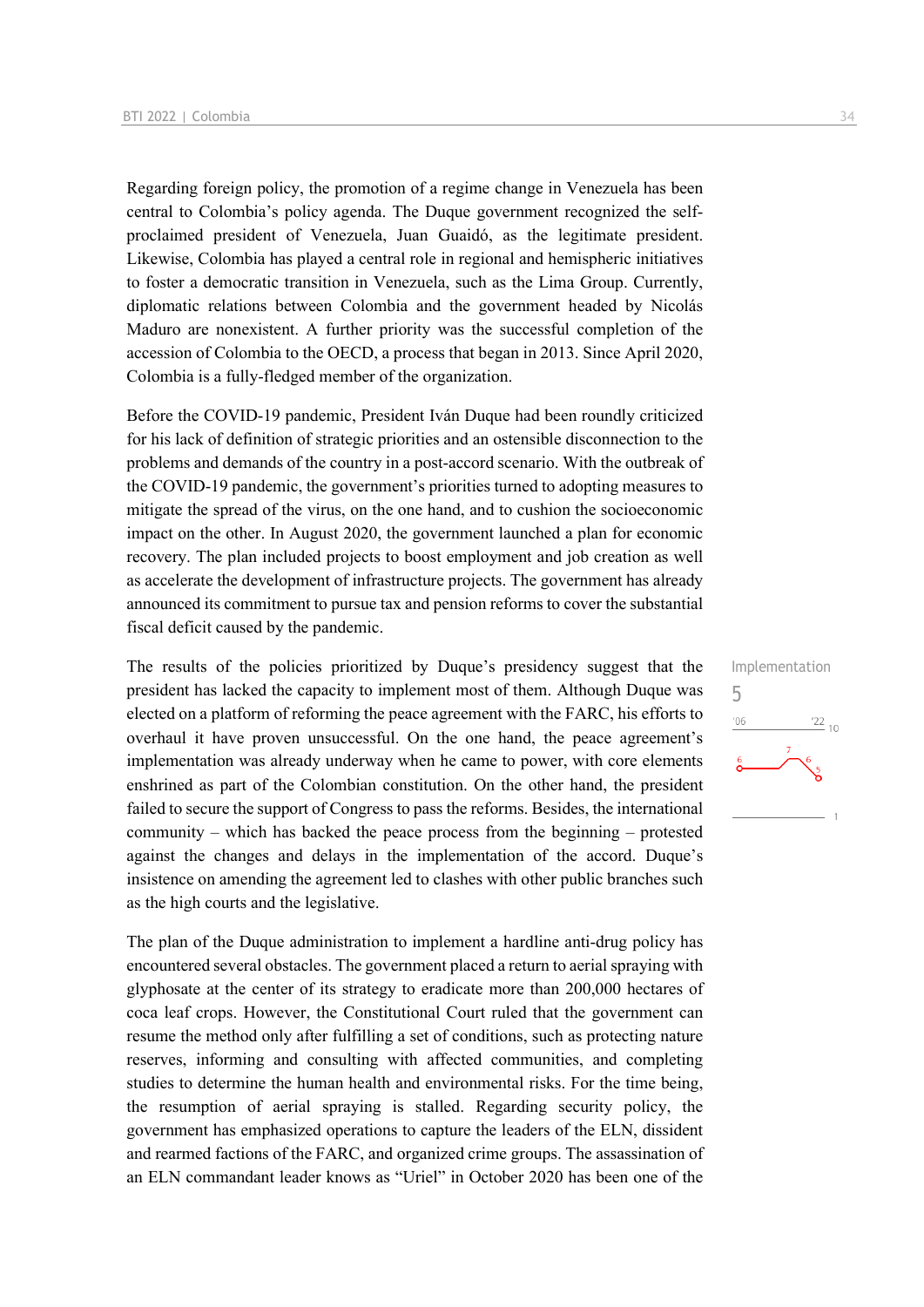Regarding foreign policy, the promotion of a regime change in Venezuela has been central to Colombia's policy agenda. The Duque government recognized the self-proclaimed president of Venezuela, Juan Guaidó, as the legitimate president. Likewise, Colombia has played a central role in regional and hemispheric initiatives to foster a democratic transition in Venezuela, such as the Lima Group. Currently, diplomatic relations between Colombia and the government headed by Nicolás Maduro are nonexistent. A further priority was the successful completion of the accession of Colombia to the OECD, a process that began in 2013. Since April 2020, Colombia is a fully-fledged member of the organization.

Before the COVID-19 pandemic, President Iván Duque had been roundly criticized for his lack of definition of strategic priorities and an ostensible disconnection to the problems and demands of the country in a post-accord scenario. With the outbreak of the COVID-19 pandemic, the government's priorities turned to adopting measures to mitigate the spread of the virus, on the one hand, and to cushion the socioeconomic impact on the other. In August 2020, the government launched a plan for economic recovery. The plan included projects to boost employment and job creation as well as accelerate the development of infrastructure projects. The government has already announced its commitment to pursue tax and pension reforms to cover the substantial fiscal deficit caused by the pandemic.

Implementation

5

The results of the policies prioritized by Duque's presidency suggest that the president has lacked the capacity to implement most of them. Although Duque was elected on a platform of reforming the peace agreement with the FARC, his efforts to overhaul it have proven unsuccessful. On the one hand, the peace agreement's implementation was already underway when he came to power, with core elements enshrined as part of the Colombian constitution. On the other hand, the president failed to secure the support of Congress to pass the reforms. Besides, the international community – which has backed the peace process from the beginning – protested against the changes and delays in the implementation of the accord. Duque's insistence on amending the agreement led to clashes with other public branches such as the high courts and the legislative.

The plan of the Duque administration to implement a hardline anti-drug policy has encountered several obstacles. The government placed a return to aerial spraying with glyphosate at the center of its strategy to eradicate more than 200,000 hectares of coca leaf crops. However, the Constitutional Court ruled that the government can resume the method only after fulfilling a set of conditions, such as protecting nature reserves, informing and consulting with affected communities, and completing studies to determine the human health and environmental risks. For the time being, the resumption of aerial spraying is stalled. Regarding security policy, the government has emphasized operations to capture the leaders of the ELN, dissident and rearmed factions of the FARC, and organized crime groups. The assassination of an ELN commandant leader knows as "Uriel" in October 2020 has been one of the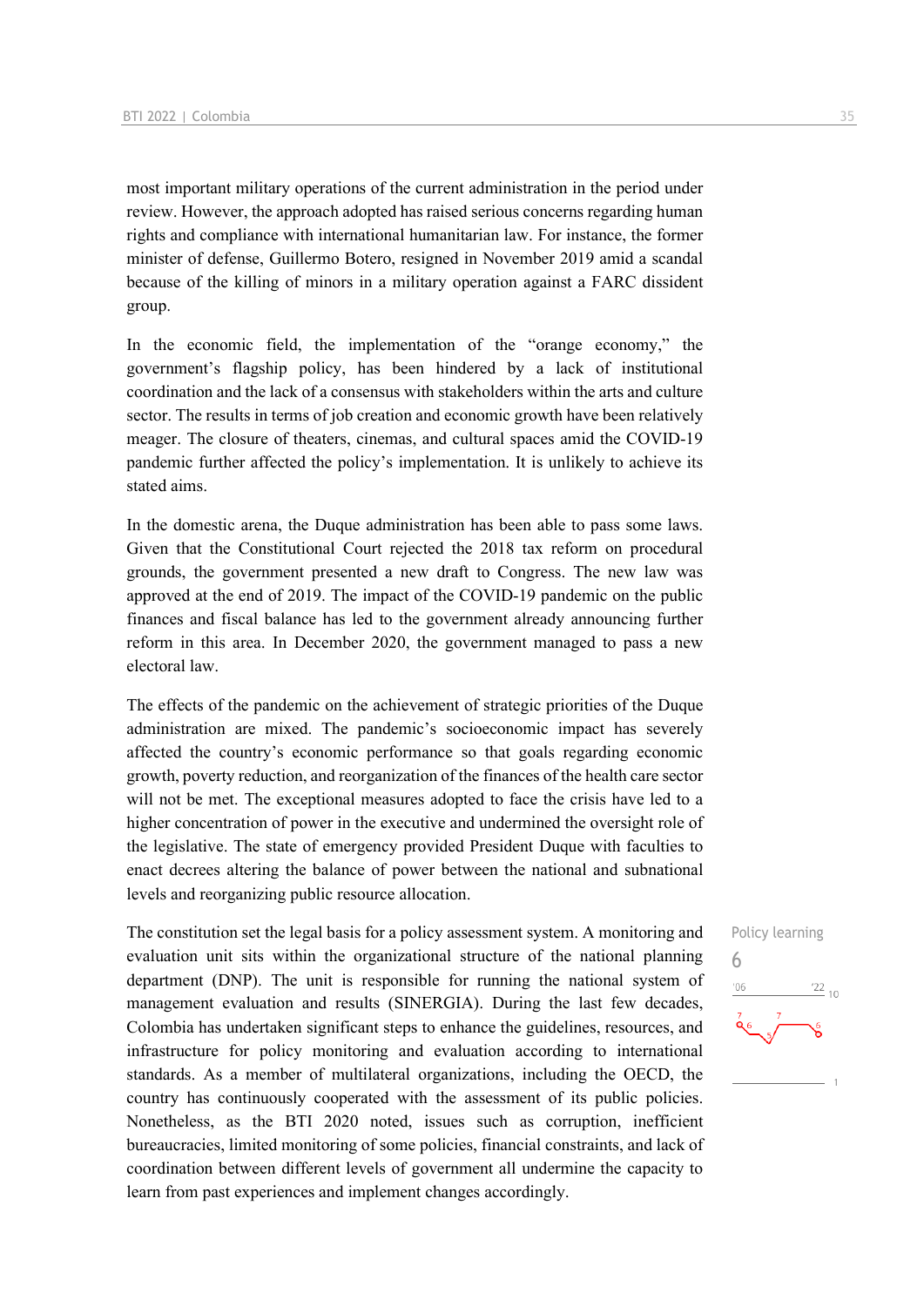most important military operations of the current administration in the period under review. However, the approach adopted has raised serious concerns regarding human rights and compliance with international humanitarian law. For instance, the former minister of defense, Guillermo Botero, resigned in November 2019 amid a scandal because of the killing of minors in a military operation against a FARC dissident group.

In the economic field, the implementation of the "orange economy," the government's flagship policy, has been hindered by a lack of institutional coordination and the lack of a consensus with stakeholders within the arts and culture sector. The results in terms of job creation and economic growth have been relatively meager. The closure of theaters, cinemas, and cultural spaces amid the COVID-19 pandemic further affected the policy's implementation. It is unlikely to achieve its stated aims.

In the domestic arena, the Duque administration has been able to pass some laws. Given that the Constitutional Court rejected the 2018 tax reform on procedural grounds, the government presented a new draft to Congress. The new law was approved at the end of 2019. The impact of the COVID-19 pandemic on the public finances and fiscal balance has led to the government already announcing further reform in this area. In December 2020, the government managed to pass a new electoral law.

The effects of the pandemic on the achievement of strategic priorities of the Duque administration are mixed. The pandemic's socioeconomic impact has severely affected the country's economic performance so that goals regarding economic growth, poverty reduction, and reorganization of the finances of the health care sector will not be met. The exceptional measures adopted to face the crisis have led to a higher concentration of power in the executive and undermined the oversight role of the legislative. The state of emergency provided President Duque with faculties to enact decrees altering the balance of power between the national and subnational levels and reorganizing public resource allocation.

Policy learning
6

The constitution set the legal basis for a policy assessment system. A monitoring and evaluation unit sits within the organizational structure of the national planning department (DNP). The unit is responsible for running the national system of management evaluation and results (SINERGIA). During the last few decades, Colombia has undertaken significant steps to enhance the guidelines, resources, and infrastructure for policy monitoring and evaluation according to international standards. As a member of multilateral organizations, including the OECD, the country has continuously cooperated with the assessment of its public policies. Nonetheless, as the BTI 2020 noted, issues such as corruption, inefficient bureaucracies, limited monitoring of some policies, financial constraints, and lack of coordination between different levels of government all undermine the capacity to learn from past experiences and implement changes accordingly.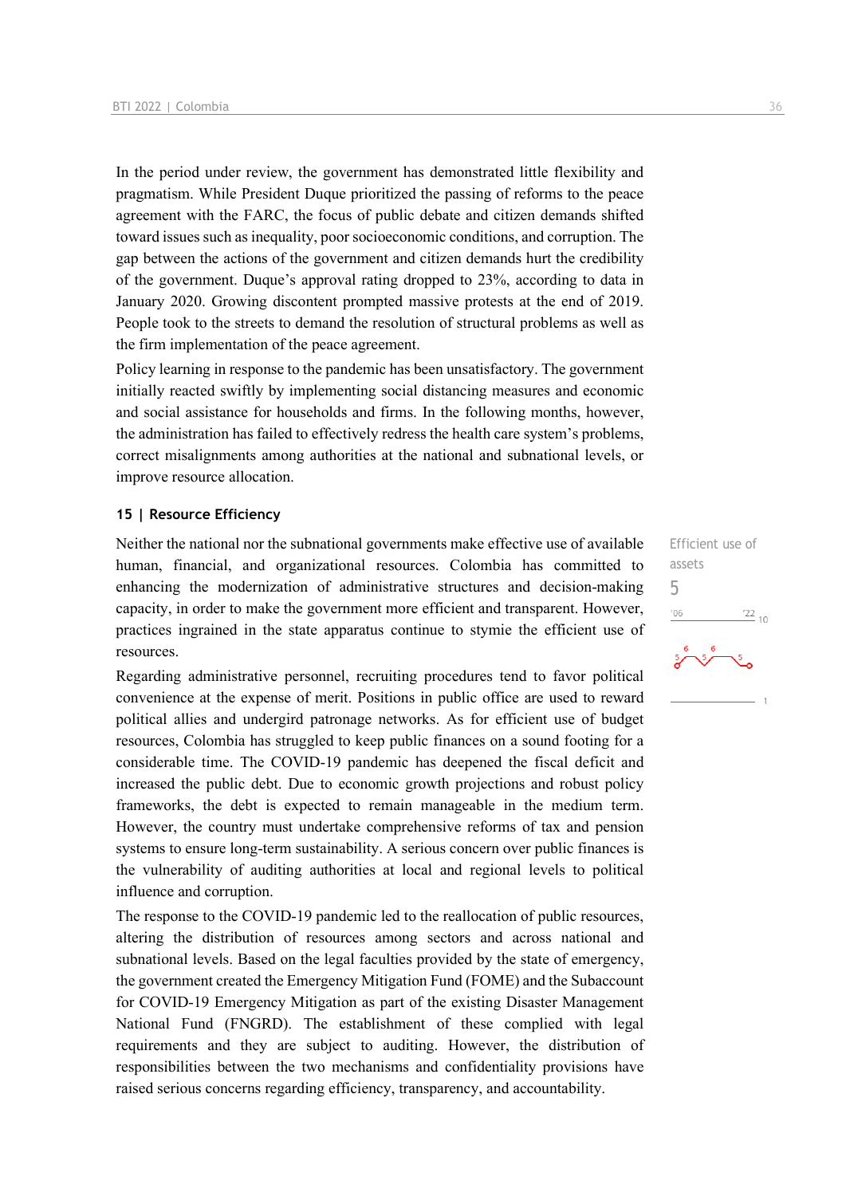In the period under review, the government has demonstrated little flexibility and pragmatism. While President Duque prioritized the passing of reforms to the peace agreement with the FARC, the focus of public debate and citizen demands shifted toward issues such as inequality, poor socioeconomic conditions, and corruption. The gap between the actions of the government and citizen demands hurt the credibility of the government. Duque's approval rating dropped to 23%, according to data in January 2020. Growing discontent prompted massive protests at the end of 2019. People took to the streets to demand the resolution of structural problems as well as the firm implementation of the peace agreement.

Policy learning in response to the pandemic has been unsatisfactory. The government initially reacted swiftly by implementing social distancing measures and economic and social assistance for households and firms. In the following months, however, the administration has failed to effectively redress the health care system's problems, correct misalignments among authorities at the national and subnational levels, or improve resource allocation.

## 15 | Resource Efficiency

Efficient use of assets
5

Neither the national nor the subnational governments make effective use of available human, financial, and organizational resources. Colombia has committed to enhancing the modernization of administrative structures and decision-making capacity, in order to make the government more efficient and transparent. However, practices ingrained in the state apparatus continue to stymie the efficient use of resources.

Regarding administrative personnel, recruiting procedures tend to favor political convenience at the expense of merit. Positions in public office are used to reward political allies and undergird patronage networks. As for efficient use of budget resources, Colombia has struggled to keep public finances on a sound footing for a considerable time. The COVID-19 pandemic has deepened the fiscal deficit and increased the public debt. Due to economic growth projections and robust policy frameworks, the debt is expected to remain manageable in the medium term. However, the country must undertake comprehensive reforms of tax and pension systems to ensure long-term sustainability. A serious concern over public finances is the vulnerability of auditing authorities at local and regional levels to political influence and corruption.

The response to the COVID-19 pandemic led to the reallocation of public resources, altering the distribution of resources among sectors and across national and subnational levels. Based on the legal faculties provided by the state of emergency, the government created the Emergency Mitigation Fund (FOME) and the Subaccount for COVID-19 Emergency Mitigation as part of the existing Disaster Management National Fund (FNGRD). The establishment of these complied with legal requirements and they are subject to auditing. However, the distribution of responsibilities between the two mechanisms and confidentiality provisions have raised serious concerns regarding efficiency, transparency, and accountability.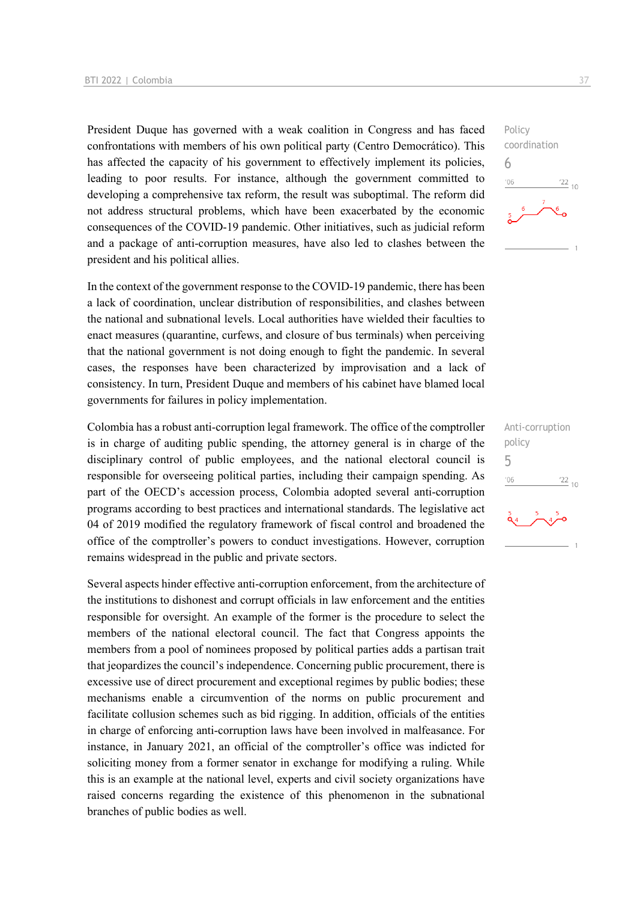President Duque has governed with a weak coalition in Congress and has faced confrontations with members of his own political party (Centro Democrático). This has affected the capacity of his government to effectively implement its policies, leading to poor results. For instance, although the government committed to developing a comprehensive tax reform, the result was suboptimal. The reform did not address structural problems, which have been exacerbated by the economic consequences of the COVID-19 pandemic. Other initiatives, such as judicial reform and a package of anti-corruption measures, have also led to clashes between the president and his political allies.

Policy coordination
6

In the context of the government response to the COVID-19 pandemic, there has been a lack of coordination, unclear distribution of responsibilities, and clashes between the national and subnational levels. Local authorities have wielded their faculties to enact measures (quarantine, curfews, and closure of bus terminals) when perceiving that the national government is not doing enough to fight the pandemic. In several cases, the responses have been characterized by improvisation and a lack of consistency. In turn, President Duque and members of his cabinet have blamed local governments for failures in policy implementation.

Colombia has a robust anti-corruption legal framework. The office of the comptroller is in charge of auditing public spending, the attorney general is in charge of the disciplinary control of public employees, and the national electoral council is responsible for overseeing political parties, including their campaign spending. As part of the OECD's accession process, Colombia adopted several anti-corruption programs according to best practices and international standards. The legislative act 04 of 2019 modified the regulatory framework of fiscal control and broadened the office of the comptroller's powers to conduct investigations. However, corruption remains widespread in the public and private sectors.

Anti-corruption policy
5

Several aspects hinder effective anti-corruption enforcement, from the architecture of the institutions to dishonest and corrupt officials in law enforcement and the entities responsible for oversight. An example of the former is the procedure to select the members of the national electoral council. The fact that Congress appoints the members from a pool of nominees proposed by political parties adds a partisan trait that jeopardizes the council's independence. Concerning public procurement, there is excessive use of direct procurement and exceptional regimes by public bodies; these mechanisms enable a circumvention of the norms on public procurement and facilitate collusion schemes such as bid rigging. In addition, officials of the entities in charge of enforcing anti-corruption laws have been involved in malfeasance. For instance, in January 2021, an official of the comptroller's office was indicted for soliciting money from a former senator in exchange for modifying a ruling. While this is an example at the national level, experts and civil society organizations have raised concerns regarding the existence of this phenomenon in the subnational branches of public bodies as well.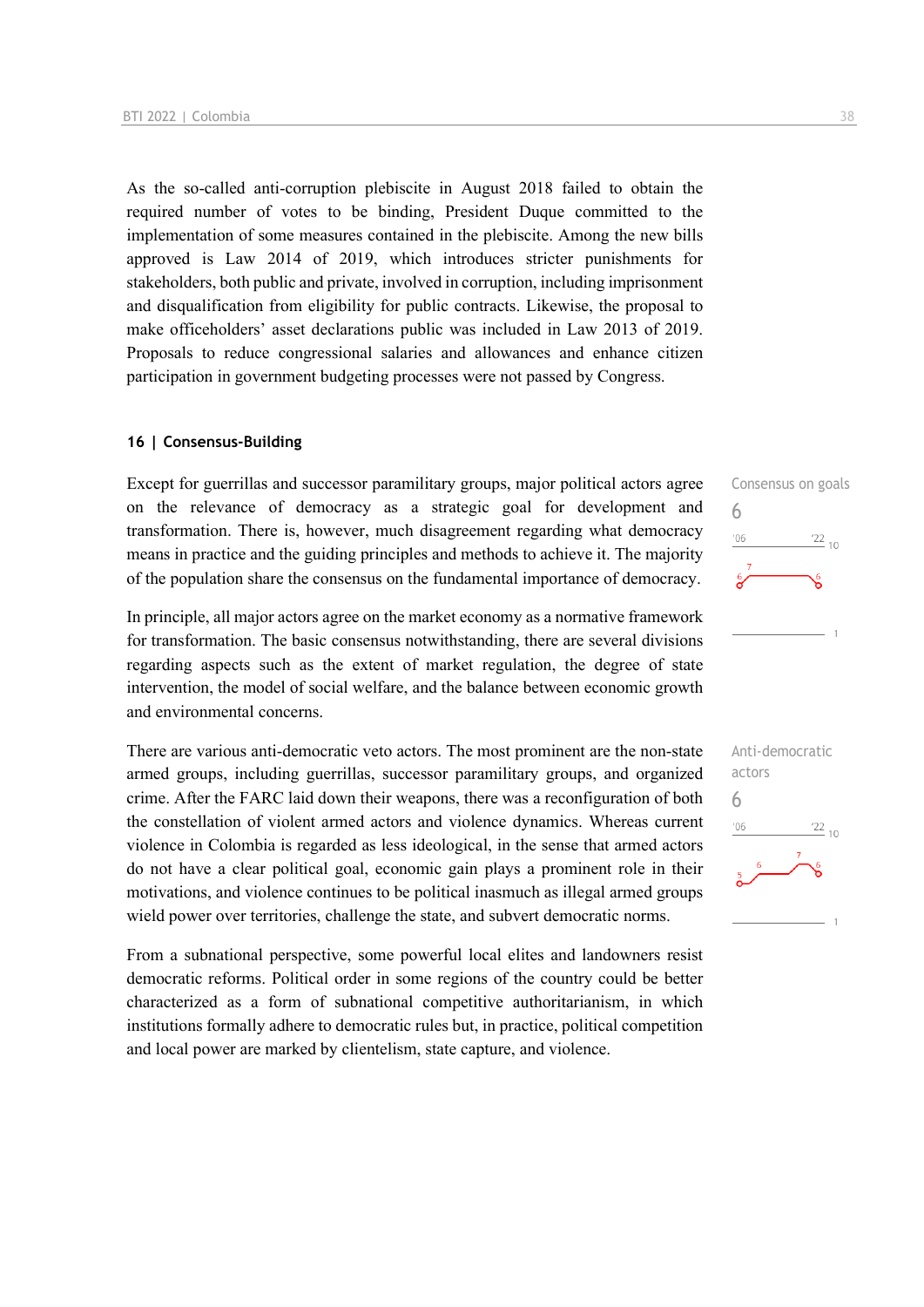As the so-called anti-corruption plebiscite in August 2018 failed to obtain the required number of votes to be binding, President Duque committed to the implementation of some measures contained in the plebiscite. Among the new bills approved is Law 2014 of 2019, which introduces stricter punishments for stakeholders, both public and private, involved in corruption, including imprisonment and disqualification from eligibility for public contracts. Likewise, the proposal to make officeholders' asset declarations public was included in Law 2013 of 2019. Proposals to reduce congressional salaries and allowances and enhance citizen participation in government budgeting processes were not passed by Congress.

## 16 | Consensus-Building

Consensus on goals
6

Except for guerrillas and successor paramilitary groups, major political actors agree on the relevance of democracy as a strategic goal for development and transformation. There is, however, much disagreement regarding what democracy means in practice and the guiding principles and methods to achieve it. The majority of the population share the consensus on the fundamental importance of democracy.

In principle, all major actors agree on the market economy as a normative framework for transformation. The basic consensus notwithstanding, there are several divisions regarding aspects such as the extent of market regulation, the degree of state intervention, the model of social welfare, and the balance between economic growth and environmental concerns.

Anti-democratic actors
6

There are various anti-democratic veto actors. The most prominent are the non-state armed groups, including guerrillas, successor paramilitary groups, and organized crime. After the FARC laid down their weapons, there was a reconfiguration of both the constellation of violent armed actors and violence dynamics. Whereas current violence in Colombia is regarded as less ideological, in the sense that armed actors do not have a clear political goal, economic gain plays a prominent role in their motivations, and violence continues to be political inasmuch as illegal armed groups wield power over territories, challenge the state, and subvert democratic norms.

From a subnational perspective, some powerful local elites and landowners resist democratic reforms. Political order in some regions of the country could be better characterized as a form of subnational competitive authoritarianism, in which institutions formally adhere to democratic rules but, in practice, political competition and local power are marked by clientelism, state capture, and violence.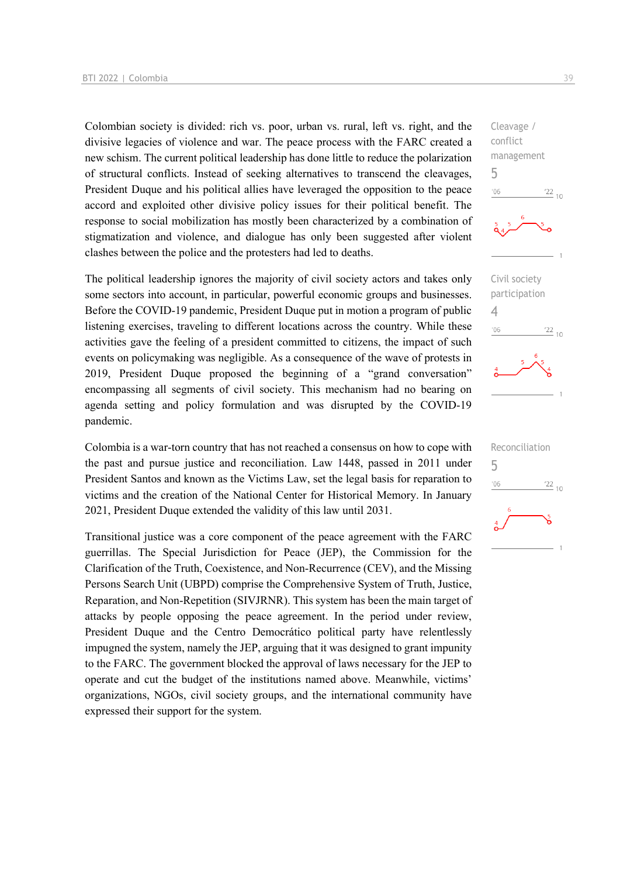Colombian society is divided: rich vs. poor, urban vs. rural, left vs. right, and the divisive legacies of violence and war. The peace process with the FARC created a new schism. The current political leadership has done little to reduce the polarization of structural conflicts. Instead of seeking alternatives to transcend the cleavages, President Duque and his political allies have leveraged the opposition to the peace accord and exploited other divisive policy issues for their political benefit. The response to social mobilization has mostly been characterized by a combination of stigmatization and violence, and dialogue has only been suggested after violent clashes between the police and the protesters had led to deaths.

Cleavage / conflict management
5

The political leadership ignores the majority of civil society actors and takes only some sectors into account, in particular, powerful economic groups and businesses. Before the COVID-19 pandemic, President Duque put in motion a program of public listening exercises, traveling to different locations across the country. While these activities gave the feeling of a president committed to citizens, the impact of such events on policymaking was negligible. As a consequence of the wave of protests in 2019, President Duque proposed the beginning of a "grand conversation" encompassing all segments of civil society. This mechanism had no bearing on agenda setting and policy formulation and was disrupted by the COVID-19 pandemic.

Civil society participation
4

Colombia is a war-torn country that has not reached a consensus on how to cope with the past and pursue justice and reconciliation. Law 1448, passed in 2011 under President Santos and known as the Victims Law, set the legal basis for reparation to victims and the creation of the National Center for Historical Memory. In January 2021, President Duque extended the validity of this law until 2031.

Reconciliation
5

Transitional justice was a core component of the peace agreement with the FARC guerrillas. The Special Jurisdiction for Peace (JEP), the Commission for the Clarification of the Truth, Coexistence, and Non-Recurrence (CEV), and the Missing Persons Search Unit (UBPD) comprise the Comprehensive System of Truth, Justice, Reparation, and Non-Repetition (SIVJRNR). This system has been the main target of attacks by people opposing the peace agreement. In the period under review, President Duque and the Centro Democrático political party have relentlessly impugned the system, namely the JEP, arguing that it was designed to grant impunity to the FARC. The government blocked the approval of laws necessary for the JEP to operate and cut the budget of the institutions named above. Meanwhile, victims' organizations, NGOs, civil society groups, and the international community have expressed their support for the system.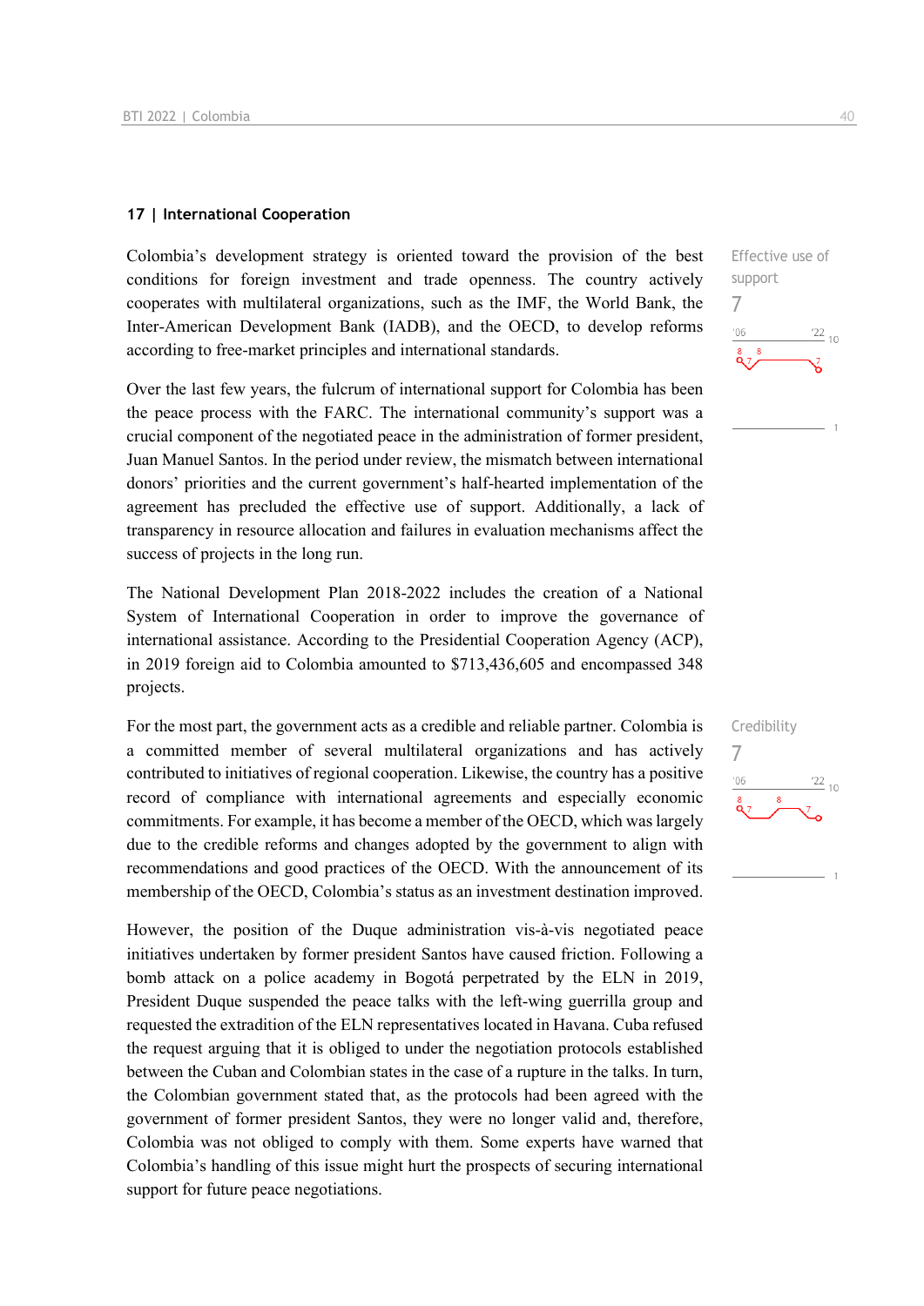## 17 | International Cooperation

Colombia's development strategy is oriented toward the provision of the best conditions for foreign investment and trade openness. The country actively cooperates with multilateral organizations, such as the IMF, the World Bank, the Inter-American Development Bank (IADB), and the OECD, to develop reforms according to free-market principles and international standards.

Effective use of support
7

Over the last few years, the fulcrum of international support for Colombia has been the peace process with the FARC. The international community's support was a crucial component of the negotiated peace in the administration of former president, Juan Manuel Santos. In the period under review, the mismatch between international donors' priorities and the current government's half-hearted implementation of the agreement has precluded the effective use of support. Additionally, a lack of transparency in resource allocation and failures in evaluation mechanisms affect the success of projects in the long run.

The National Development Plan 2018-2022 includes the creation of a National System of International Cooperation in order to improve the governance of international assistance. According to the Presidential Cooperation Agency (ACP), in 2019 foreign aid to Colombia amounted to $713,436,605 and encompassed 348 projects.

For the most part, the government acts as a credible and reliable partner. Colombia is a committed member of several multilateral organizations and has actively contributed to initiatives of regional cooperation. Likewise, the country has a positive record of compliance with international agreements and especially economic commitments. For example, it has become a member of the OECD, which was largely due to the credible reforms and changes adopted by the government to align with recommendations and good practices of the OECD. With the announcement of its membership of the OECD, Colombia's status as an investment destination improved.

Credibility
7

However, the position of the Duque administration vis-à-vis negotiated peace initiatives undertaken by former president Santos have caused friction. Following a bomb attack on a police academy in Bogotá perpetrated by the ELN in 2019, President Duque suspended the peace talks with the left-wing guerrilla group and requested the extradition of the ELN representatives located in Havana. Cuba refused the request arguing that it is obliged to under the negotiation protocols established between the Cuban and Colombian states in the case of a rupture in the talks. In turn, the Colombian government stated that, as the protocols had been agreed with the government of former president Santos, they were no longer valid and, therefore, Colombia was not obliged to comply with them. Some experts have warned that Colombia's handling of this issue might hurt the prospects of securing international support for future peace negotiations.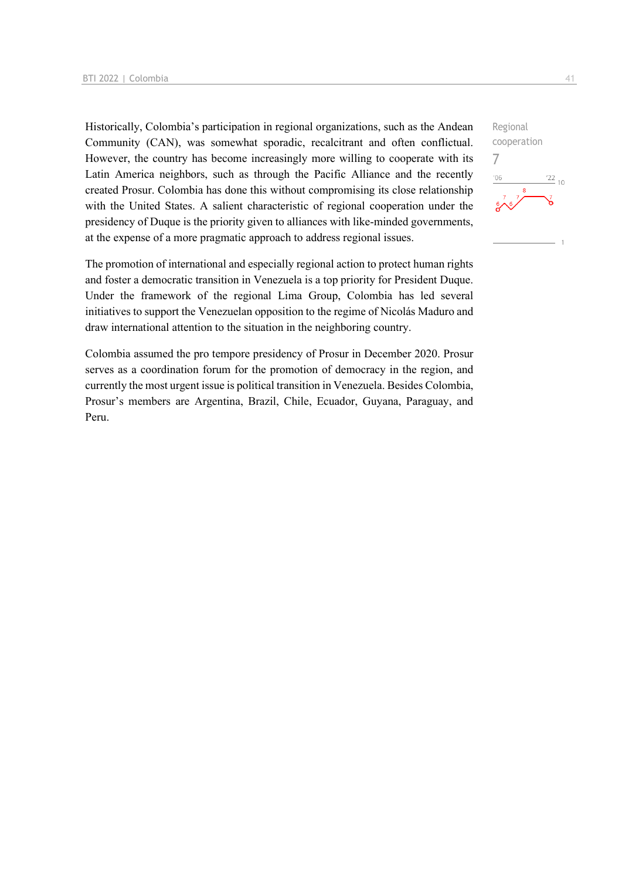Historically, Colombia's participation in regional organizations, such as the Andean Community (CAN), was somewhat sporadic, recalcitrant and often conflictual. However, the country has become increasingly more willing to cooperate with its Latin America neighbors, such as through the Pacific Alliance and the recently created Prosur. Colombia has done this without compromising its close relationship with the United States. A salient characteristic of regional cooperation under the presidency of Duque is the priority given to alliances with like-minded governments, at the expense of a more pragmatic approach to address regional issues.

Regional cooperation
7

The promotion of international and especially regional action to protect human rights and foster a democratic transition in Venezuela is a top priority for President Duque. Under the framework of the regional Lima Group, Colombia has led several initiatives to support the Venezuelan opposition to the regime of Nicolás Maduro and draw international attention to the situation in the neighboring country.

Colombia assumed the pro tempore presidency of Prosur in December 2020. Prosur serves as a coordination forum for the promotion of democracy in the region, and currently the most urgent issue is political transition in Venezuela. Besides Colombia, Prosur's members are Argentina, Brazil, Chile, Ecuador, Guyana, Paraguay, and Peru.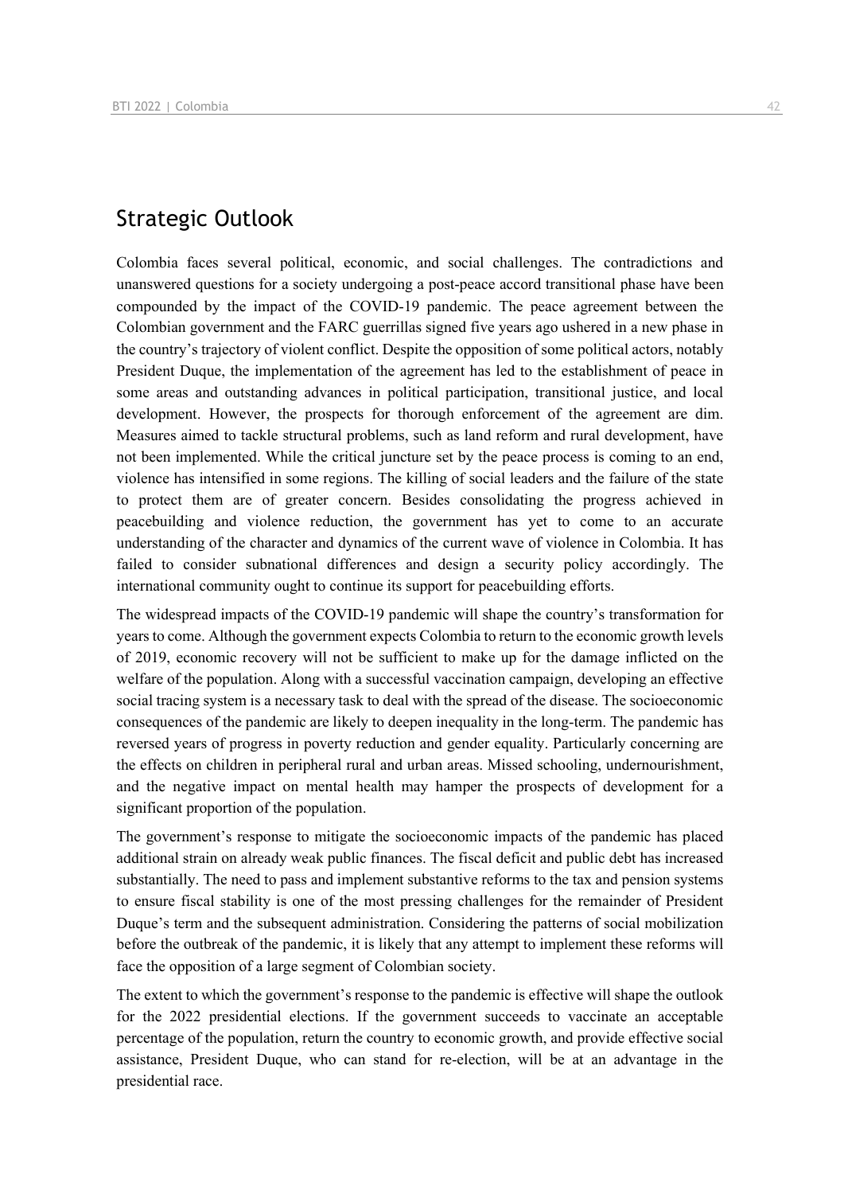## Strategic Outlook

Colombia faces several political, economic, and social challenges. The contradictions and unanswered questions for a society undergoing a post-peace accord transitional phase have been compounded by the impact of the COVID-19 pandemic. The peace agreement between the Colombian government and the FARC guerrillas signed five years ago ushered in a new phase in the country's trajectory of violent conflict. Despite the opposition of some political actors, notably President Duque, the implementation of the agreement has led to the establishment of peace in some areas and outstanding advances in political participation, transitional justice, and local development. However, the prospects for thorough enforcement of the agreement are dim. Measures aimed to tackle structural problems, such as land reform and rural development, have not been implemented. While the critical juncture set by the peace process is coming to an end, violence has intensified in some regions. The killing of social leaders and the failure of the state to protect them are of greater concern. Besides consolidating the progress achieved in peacebuilding and violence reduction, the government has yet to come to an accurate understanding of the character and dynamics of the current wave of violence in Colombia. It has failed to consider subnational differences and design a security policy accordingly. The international community ought to continue its support for peacebuilding efforts.

The widespread impacts of the COVID-19 pandemic will shape the country's transformation for years to come. Although the government expects Colombia to return to the economic growth levels of 2019, economic recovery will not be sufficient to make up for the damage inflicted on the welfare of the population. Along with a successful vaccination campaign, developing an effective social tracing system is a necessary task to deal with the spread of the disease. The socioeconomic consequences of the pandemic are likely to deepen inequality in the long-term. The pandemic has reversed years of progress in poverty reduction and gender equality. Particularly concerning are the effects on children in peripheral rural and urban areas. Missed schooling, undernourishment, and the negative impact on mental health may hamper the prospects of development for a significant proportion of the population.

The government's response to mitigate the socioeconomic impacts of the pandemic has placed additional strain on already weak public finances. The fiscal deficit and public debt has increased substantially. The need to pass and implement substantive reforms to the tax and pension systems to ensure fiscal stability is one of the most pressing challenges for the remainder of President Duque's term and the subsequent administration. Considering the patterns of social mobilization before the outbreak of the pandemic, it is likely that any attempt to implement these reforms will face the opposition of a large segment of Colombian society.

The extent to which the government's response to the pandemic is effective will shape the outlook for the 2022 presidential elections. If the government succeeds to vaccinate an acceptable percentage of the population, return the country to economic growth, and provide effective social assistance, President Duque, who can stand for re-election, will be at an advantage in the presidential race.